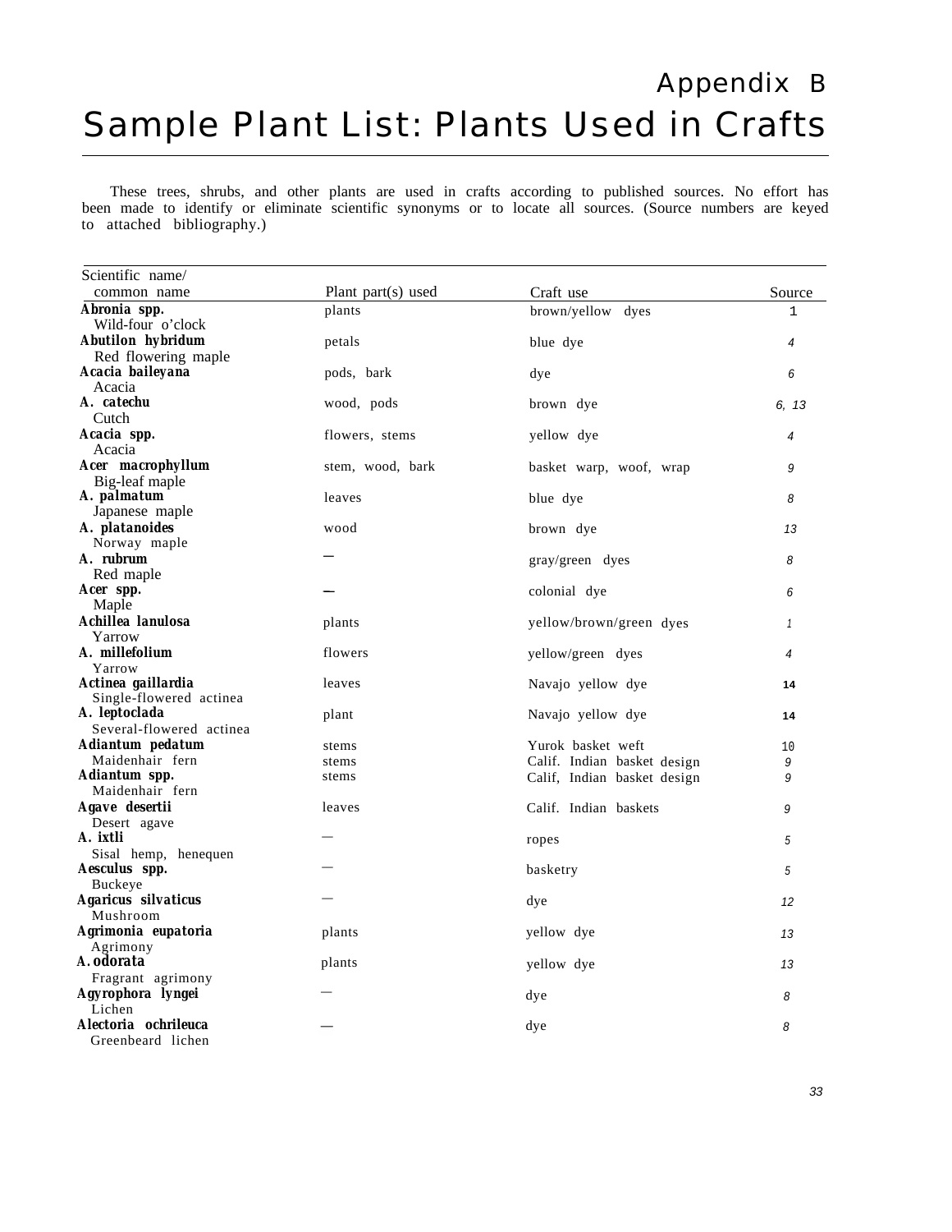# Appendix B

# Sample Plant List: Plants Used in Crafts

These trees, shrubs, and other plants are used in crafts according to published sources. No effort has been made to identify or eliminate scientific synonyms or to locate all sources. (Source numbers are keyed to attached bibliography.)

| Scientific name/ common name | Plant part(s) used | Craft use | Source |
|---|---|---|---|
| **Abronia spp.** Wild-four o'clock | plants | brown/yellow dyes | 1 |
| **Abutilon hybridum** Red flowering maple | petals | blue dye | 4 |
| **Acacia baileyana** Acacia | pods, bark | dye | 6 |
| **A. catechu** Cutch | wood, pods | brown dye | 6, 13 |
| **Acacia spp.** Acacia | flowers, stems | yellow dye | 4 |
| **Acer macrophyllum** Big-leaf maple | stem, wood, bark | basket warp, woof, wrap | 9 |
| **A. palmatum** Japanese maple | leaves | blue dye | 8 |
| **A. platanoides** Norway maple | wood | brown dye | 13 |
| **A. rubrum** Red maple | — | gray/green dyes | 8 |
| **Acer spp.** Maple | — | colonial dye | 6 |
| **Achillea lanulosa** Yarrow | plants | yellow/brown/green dyes | 1 |
| **A. millefolium** Yarrow | flowers | yellow/green dyes | 4 |
| **Actinea gaillardia** Single-flowered actinea | leaves | Navajo yellow dye | 14 |
| **A. leptoclada** Several-flowered actinea | plant | Navajo yellow dye | 14 |
| **Adiantum pedatum** Maidenhair fern | stems<br>stems | Yurok basket weft<br>Calif. Indian basket design | 10<br>9 |
| **Adiantum spp.** Maidenhair fern | stems | Calif, Indian basket design | 9 |
| **Agave desertii** Desert agave | leaves | Calif. Indian baskets | 9 |
| **A. ixtli** Sisal hemp, henequen | — | ropes | 5 |
| **Aesculus spp.** Buckeye | — | basketry | 5 |
| **Agaricus silvaticus** Mushroom | — | dye | 12 |
| **Agrimonia eupatoria** Agrimony | plants | yellow dye | 13 |
| **A. odorata** Fragrant agrimony | plants | yellow dye | 13 |
| **Agyrophora lyngei** Lichen | — | dye | 8 |
| **Alectoria ochrileuca** Greenbeard lichen | — | dye | 8 |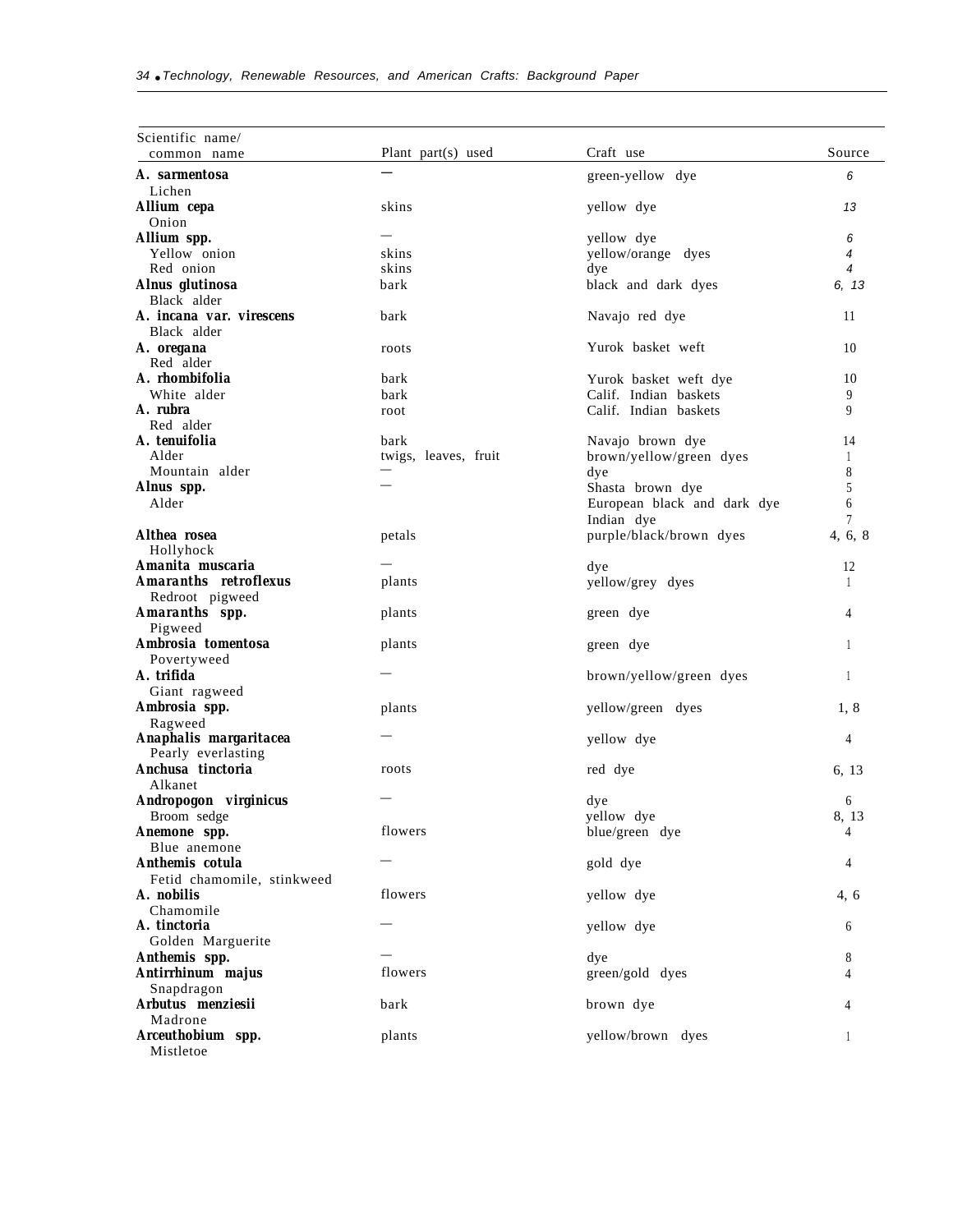| Scientific name/ common name | Plant part(s) used | Craft use | Source |
|---|---|---|---|
| ***A. sarmentosa*** Lichen | — | green-yellow dye | 6 |
| ***Allium cepa*** Onion | skins | yellow dye | 13 |
| ***Allium spp.*** | — | yellow dye | 6 |
| Yellow onion | skins | yellow/orange dyes | 4 |
| Red onion | skins | dye | 4 |
| ***Alnus glutinosa*** Black alder | bark | black and dark dyes | 6, 13 |
| ***A. incana var. virescens*** Black alder | bark | Navajo red dye | 11 |
| ***A. oregana*** Red alder | roots | Yurok basket weft | 10 |
| ***A. rhombifolia*** | bark | Yurok basket weft dye | 10 |
| White alder | bark | Calif. Indian baskets | 9 |
| ***A. rubra*** Red alder | root | Calif. Indian baskets | 9 |
| ***A. tenuifolia*** | bark | Navajo brown dye | 14 |
| Alder | twigs, leaves, fruit | brown/yellow/green dyes | 1 |
| Mountain alder | — | dye | 8 |
| ***Alnus spp.*** | — | Shasta brown dye | 5 |
| Alder | | European black and dark dye | 6 |
| | | Indian dye | 7 |
| ***Althea rosea*** Hollyhock | petals | purple/black/brown dyes | 4, 6, 8 |
| ***Amanita muscaria*** | — | dye | 12 |
| ***Amaranths retroflexus*** Redroot pigweed | plants | yellow/grey dyes | 1 |
| ***Amaranths spp.*** Pigweed | plants | green dye | 4 |
| ***Ambrosia tomentosa*** Povertyweed | plants | green dye | 1 |
| ***A. trifida*** Giant ragweed | — | brown/yellow/green dyes | 1 |
| ***Ambrosia spp.*** Ragweed | plants | yellow/green dyes | 1, 8 |
| ***Anaphalis margaritacea*** Pearly everlasting | — | yellow dye | 4 |
| ***Anchusa tinctoria*** Alkanet | roots | red dye | 6, 13 |
| ***Andropogon virginicus*** | — | dye | 6 |
| Broom sedge | | yellow dye | 8, 13 |
| ***Anemone spp.*** Blue anemone | flowers | blue/green dye | 4 |
| ***Anthemis cotula*** Fetid chamomile, stinkweed | — | gold dye | 4 |
| ***A. nobilis*** Chamomile | flowers | yellow dye | 4, 6 |
| ***A. tinctoria*** Golden Marguerite | — | yellow dye | 6 |
| ***Anthemis spp.*** | — | dye | 8 |
| ***Antirrhinum majus*** Snapdragon | flowers | green/gold dyes | 4 |
| ***Arbutus menziesii*** Madrone | bark | brown dye | 4 |
| ***Arceuthobium spp.*** Mistletoe | plants | yellow/brown dyes | 1 |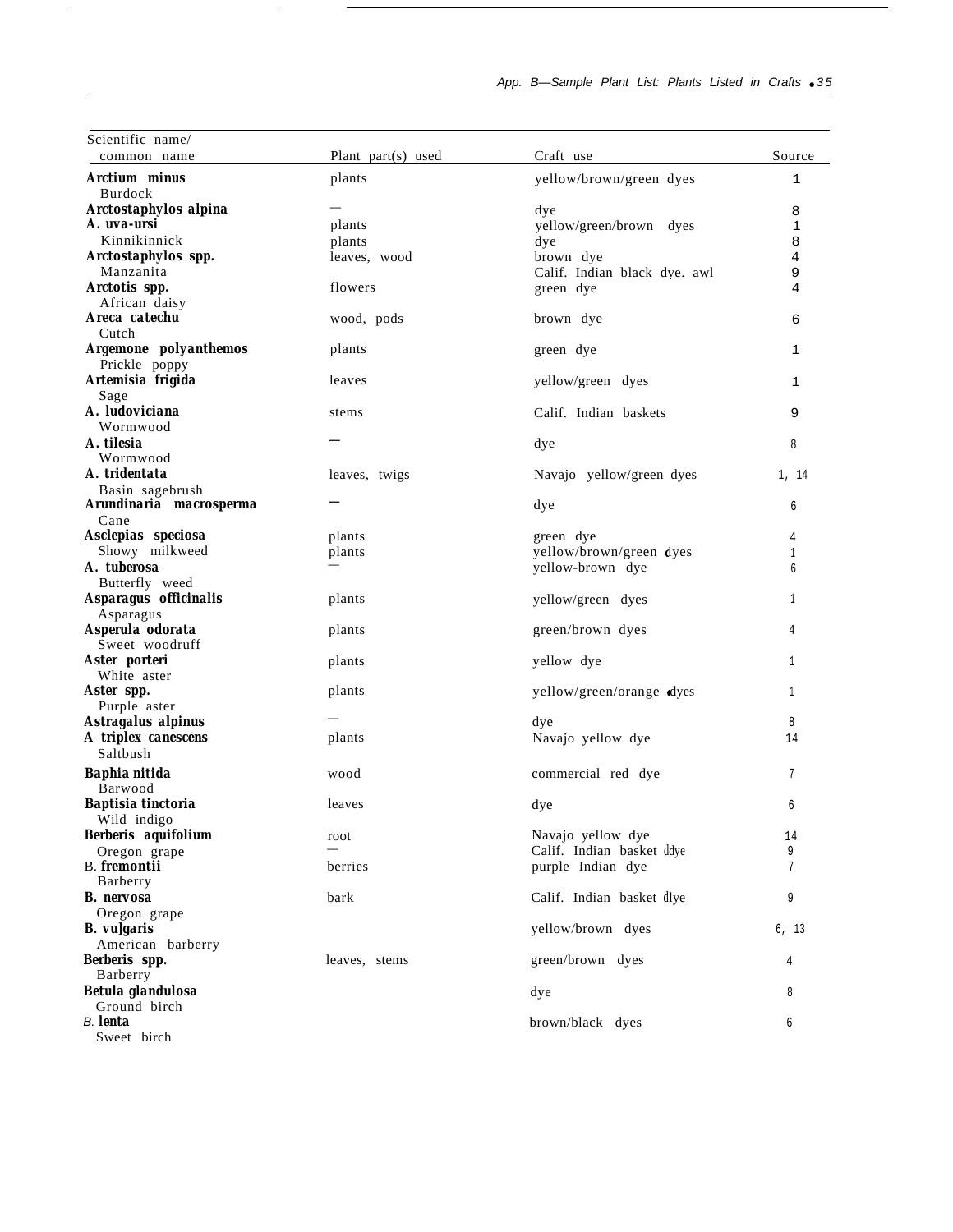| Scientific name/ common name | Plant part(s) used | Craft use | Source |
|---|---|---|---|
| **Arctium minus** Burdock | plants | yellow/brown/green dyes | 1 |
| **Arctostaphylos alpina** | — | dye | 8 |
| **A. uva-ursi** Kinnikinnick | plants | yellow/green/brown dyes | 1 |
| | plants | dye | 8 |
| **Arctostaphylos spp.** Manzanita | leaves, wood | brown dye | 4 |
| | | Calif. Indian black dye. awl | 9 |
| **Arctotis spp.** African daisy | flowers | green dye | 4 |
| **Areca catechu** Cutch | wood, pods | brown dye | 6 |
| **Argemone polyanthemos** Prickle poppy | plants | green dye | 1 |
| **Artemisia frigida** Sage | leaves | yellow/green dyes | 1 |
| **A. ludoviciana** Wormwood | stems | Calif. Indian baskets | 9 |
| **A. tilesia** Wormwood | — | dye | 8 |
| **A. tridentata** Basin sagebrush | leaves, twigs | Navajo yellow/green dyes | 1, 14 |
| **Arundinaria macrosperma** Cane | — | dye | 6 |
| **Asclepias speciosa** Showy milkweed | plants | green dye | 4 |
| | plants | yellow/brown/green dyes | 1 |
| **A. tuberosa** Butterfly weed | — | yellow-brown dye | 6 |
| **Asparagus officinalis** Asparagus | plants | yellow/green dyes | 1 |
| **Asperula odorata** Sweet woodruff | plants | green/brown dyes | 4 |
| **Aster porteri** White aster | plants | yellow dye | 1 |
| **Aster spp.** Purple aster | plants | yellow/green/orange dyes | 1 |
| **Astragalus alpinus** | — | dye | 8 |
| **A triplex canescens** Saltbush | plants | Navajo yellow dye | 14 |
| **Baphia nitida** Barwood | wood | commercial red dye | 7 |
| **Baptisia tinctoria** Wild indigo | leaves | dye | 6 |
| **Berberis aquifolium** Oregon grape | root | Navajo yellow dye | 14 |
| | — | Calif. Indian basket dye | 9 |
| **B. fremontii** Barberry | berries | purple Indian dye | 7 |
| **B. nervosa** Oregon grape | bark | Calif. Indian basket dye | 9 |
| **B. vulgaris** American barberry | | yellow/brown dyes | 6, 13 |
| **Berberis spp.** Barberry | leaves, stems | green/brown dyes | 4 |
| **Betula glandulosa** Ground birch | | dye | 8 |
| **B. lenta** Sweet birch | | brown/black dyes | 6 |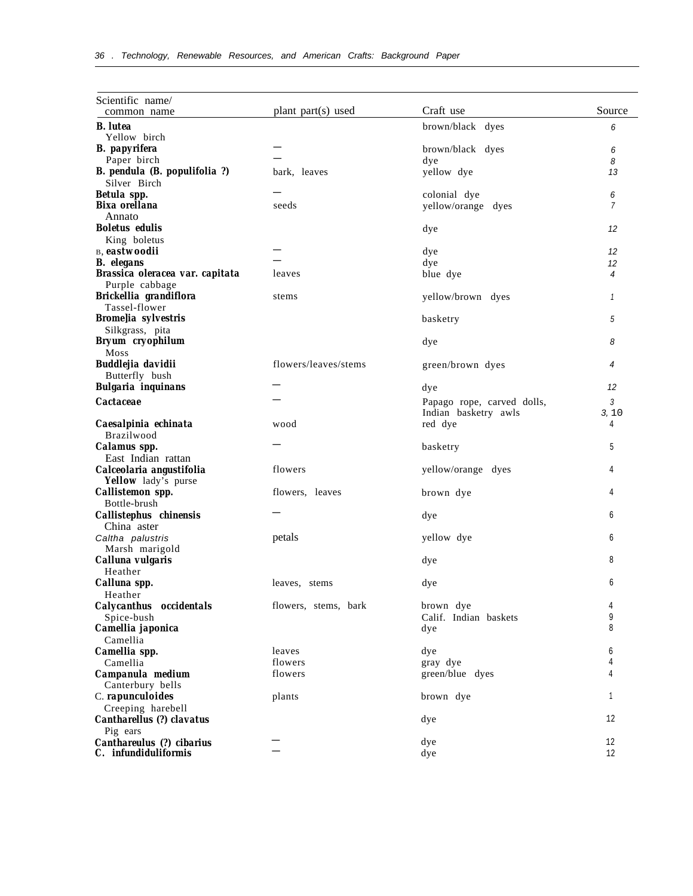| Scientific name/ common name | plant part(s) used | Craft use | Source |
|---|---|---|---|
| **B. lutea** Yellow birch | | brown/black dyes | 6 |
| **B. papyrifera** | — | brown/black dyes | 6 |
| Paper birch | — | dye | 8 |
| **B. pendula (B. populifolia ?)** Silver Birch | bark, leaves | yellow dye | 13 |
| **Betula spp.** | — | colonial dye | 6 |
| **Bixa orellana** Annato | seeds | yellow/orange dyes | 7 |
| **Boletus edulis** King boletus | | dye | 12 |
| **B. eastwoodii** | — | dye | 12 |
| **B. elegans** | — | dye | 12 |
| **Brassica oleracea var. capitata** Purple cabbage | leaves | blue dye | 4 |
| **Brickellia grandiflora** Tassel-flower | stems | yellow/brown dyes | 1 |
| **Bromelia sylvestris** Silkgrass, pita | | basketry | 5 |
| **Bryum cryophilum** Moss | | dye | 8 |
| **Buddlejia davidii** Butterfly bush | flowers/leaves/stems | green/brown dyes | 4 |
| **Bulgaria inquinans** | — | dye | 12 |
| **Cactaceae** | — | Papago rope, carved dolls, Indian basketry awls | 3 3, 10 |
| **Caesalpinia echinata** Brazilwood | wood | red dye | 4 |
| **Calamus spp.** East Indian rattan | — | basketry | 5 |
| **Calceolaria angustifolia** Yellow lady's purse | flowers | yellow/orange dyes | 4 |
| **Callistemon spp.** Bottle-brush | flowers, leaves | brown dye | 4 |
| **Callistephus chinensis** China aster | — | dye | 6 |
| *Caltha palustris* Marsh marigold | petals | yellow dye | 6 |
| **Calluna vulgaris** Heather | | dye | 8 |
| **Calluna spp.** Heather | leaves, stems | dye | 6 |
| **Calycanthus occidentals** Spice-bush | flowers, stems, bark | brown dye Calif. Indian baskets | 4 9 |
| **Camellia japonica** Camellia | | dye | 8 |
| **Camellia spp.** | leaves | dye | 6 |
| Camellia | flowers | gray dye | 4 |
| **Campanula medium** Canterbury bells | flowers | green/blue dyes | 4 |
| **C. rapunculoides** Creeping harebell | plants | brown dye | 1 |
| **Cantharellus (?) clavatus** Pig ears | | dye | 12 |
| **Canthareulus (?) cibarius** | — | dye | 12 |
| **C. infundiduliformis** | — | dye | 12 |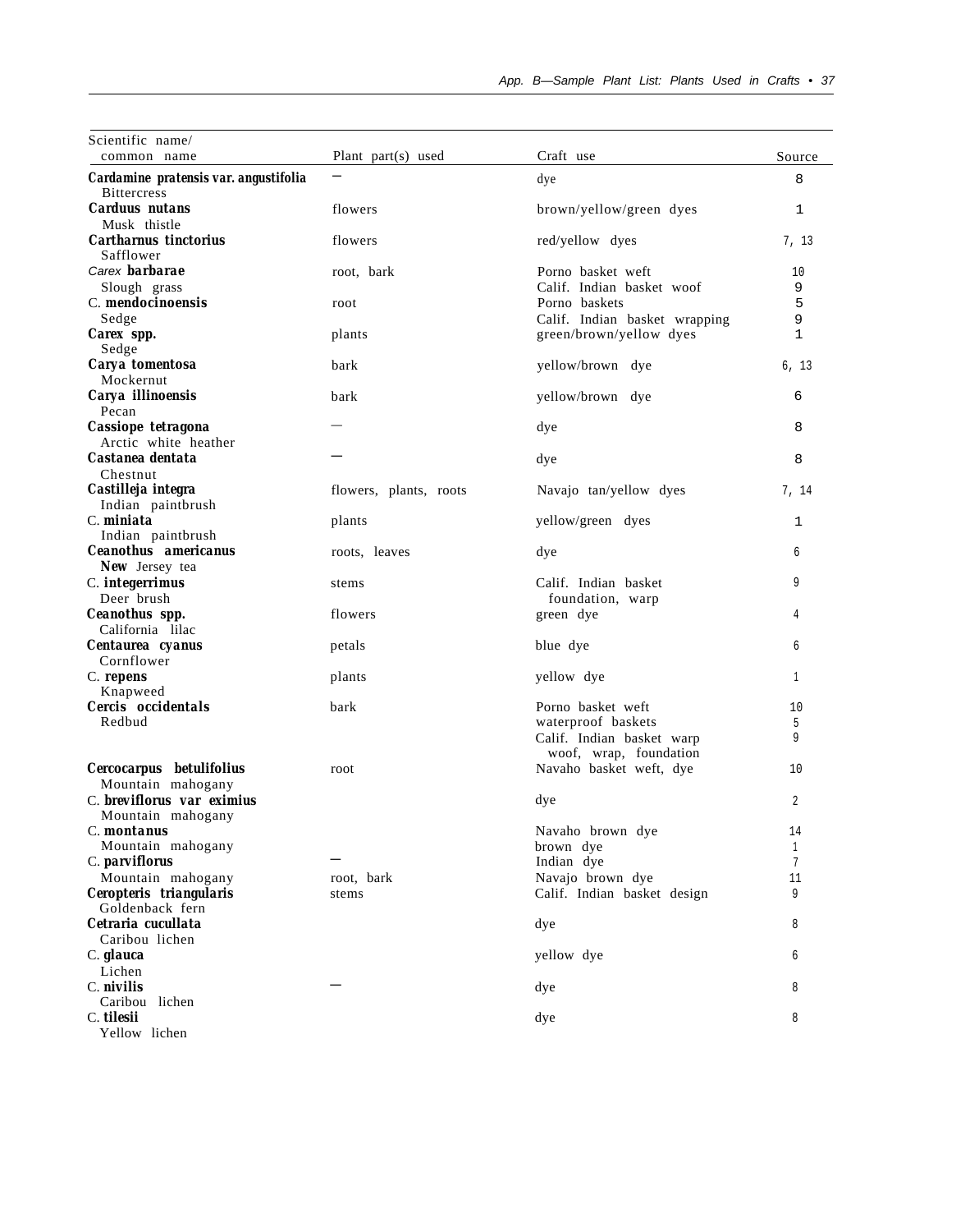| Scientific name/ common name | Plant part(s) used | Craft use | Source |
|---|---|---|---|
| ***Cardamine pratensis* var. *angustifolia*** Bittercress | — | dye | 8 |
| ***Carduus nutans*** Musk thistle | flowers | brown/yellow/green dyes | 1 |
| ***Carthamus tinctorius*** Safflower | flowers | red/yellow dyes | 7, 13 |
| *Carex* ***barbarae*** Slough grass | root, bark | Porno basket weft | 10 |
| | | Calif. Indian basket woof | 9 |
| C. ***mendocinoensis*** Sedge | root | Porno baskets | 5 |
| | | Calif. Indian basket wrapping | 9 |
| ***Carex spp.*** Sedge | plants | green/brown/yellow dyes | 1 |
| ***Carya tomentosa*** Mockernut | bark | yellow/brown dye | 6, 13 |
| ***Carya illinoensis*** Pecan | bark | yellow/brown dye | 6 |
| ***Cassiope tetragona*** Arctic white heather | — | dye | 8 |
| ***Castanea dentata*** Chestnut | — | dye | 8 |
| ***Castilleja integra*** Indian paintbrush | flowers, plants, roots | Navajo tan/yellow dyes | 7, 14 |
| C. ***miniata*** Indian paintbrush | plants | yellow/green dyes | 1 |
| ***Ceanothus americanus*** New Jersey tea | roots, leaves | dye | 6 |
| C. ***integerrimus*** Deer brush | stems | Calif. Indian basket foundation, warp | 9 |
| ***Ceanothus spp.*** California lilac | flowers | green dye | 4 |
| ***Centaurea cyanus*** Cornflower | petals | blue dye | 6 |
| C. ***repens*** Knapweed | plants | yellow dye | 1 |
| ***Cercis occidentals*** Redbud | bark | Porno basket weft | 10 |
| | | waterproof baskets | 5 |
| | | Calif. Indian basket warp woof, wrap, foundation | 9 |
| ***Cercocarpus betulifolius*** Mountain mahogany | root | Navaho basket weft, dye | 10 |
| C. ***breviflorus var eximius*** Mountain mahogany | | dye | 2 |
| C. ***montanus*** Mountain mahogany | | Navaho brown dye | 14 |
| | | brown dye | 1 |
| C. ***parviflorus*** Mountain mahogany | — | Indian dye | 7 |
| | root, bark | Navajo brown dye | 11 |
| ***Ceropteris triangularis*** Goldenback fern | stems | Calif. Indian basket design | 9 |
| ***Cetraria cucullata*** Caribou lichen | | dye | 8 |
| C. ***glauca*** Lichen | | yellow dye | 6 |
| C. ***nivilis*** Caribou lichen | — | dye | 8 |
| C. ***tilesii*** Yellow lichen | | dye | 8 |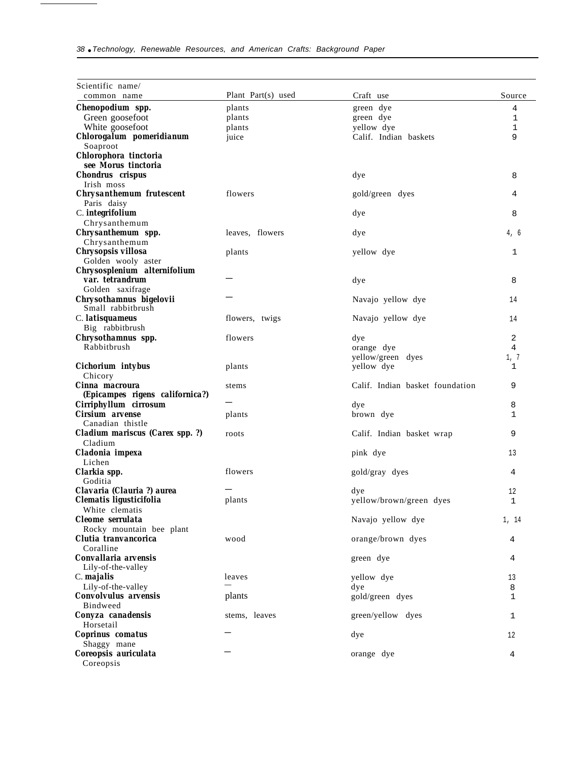| Scientific name/ common name | Plant Part(s) used | Craft use | Source |
|---|---|---|---|
| **Chenopodium spp.** | plants | green dye | 4 |
| Green goosefoot | plants | green dye | 1 |
| White goosefoot | plants | yellow dye | 1 |
| **Chlorogalum pomeridianum** Soaproot | juice | Calif. Indian baskets | 9 |
| **Chlorophora tinctoria** see **Morus tinctoria** | | | |
| **Chondrus crispus** Irish moss | | dye | 8 |
| **Chrysanthemum frutescent** Paris daisy | flowers | gold/green dyes | 4 |
| C. **integrifolium** Chrysanthemum | | dye | 8 |
| **Chrysanthemum spp.** Chrysanthemum | leaves, flowers | dye | 4, 6 |
| **Chrysopsis villosa** Golden wooly aster | plants | yellow dye | 1 |
| **Chrysosplenium alternifolium var. tetrandrum** Golden saxifrage | — | dye | 8 |
| **Chrysothamnus bigelovii** Small rabbitbrush | — | Navajo yellow dye | 14 |
| C. **latisquameus** Big rabbitbrush | flowers, twigs | Navajo yellow dye | 14 |
| **Chrysothamnus spp.** Rabbitbrush | flowers | dye | 2 |
| | | orange dye | 4 |
| | | yellow/green dyes | 1, 7 |
| **Cichorium intybus** Chicory | plants | yellow dye | 1 |
| **Cinna macroura (Epicampes rigens californica?)** | stems | Calif. Indian basket foundation | 9 |
| **Cirriphyllum cirrosum** | — | dye | 8 |
| **Cirsium arvense** Canadian thistle | plants | brown dye | 1 |
| **Cladium mariscus (Carex spp. ?)** Cladium | roots | Calif. Indian basket wrap | 9 |
| **Cladonia impexa** Lichen | | pink dye | 13 |
| **Clarkia spp.** Goditia | flowers | gold/gray dyes | 4 |
| **Clavaria (Clauria ?) aurea** | — | dye | 12 |
| **Clematis ligusticifolia** White clematis | plants | yellow/brown/green dyes | 1 |
| **Cleome serrulata** Rocky mountain bee plant | | Navajo yellow dye | 1, 14 |
| **Clutia tranvancorica** Coralline | wood | orange/brown dyes | 4 |
| **Convallaria arvensis** Lily-of-the-valley | | green dye | 4 |
| C. **majalis** | leaves | yellow dye | 13 |
| Lily-of-the-valley | — | dye | 8 |
| **Convolvulus arvensis** Bindweed | plants | gold/green dyes | 1 |
| **Conyza canadensis** Horsetail | stems, leaves | green/yellow dyes | 1 |
| **Coprinus comatus** Shaggy mane | — | dye | 12 |
| **Coreopsis auriculata** Coreopsis | — | orange dye | 4 |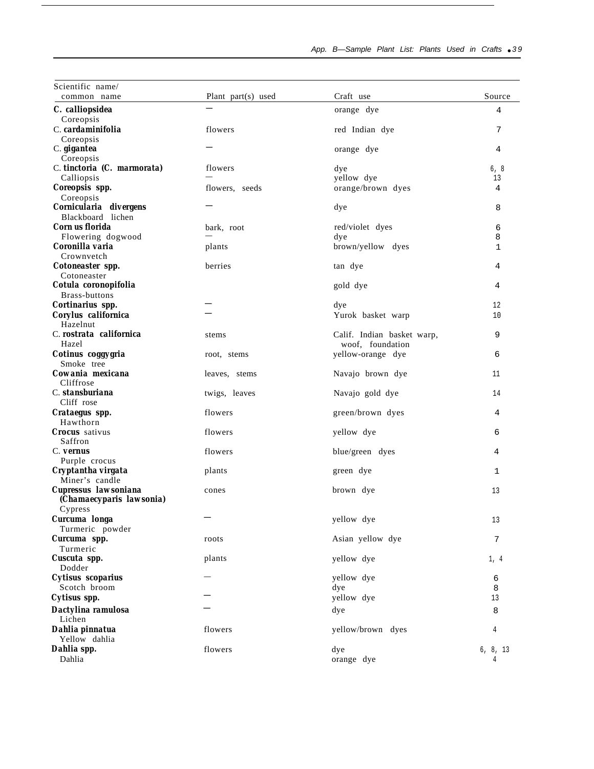| Scientific name/ common name | Plant part(s) used | Craft use | Source |
|---|---|---|---|
| **C. calliopsidea** Coreopsis | — | orange dye | 4 |
| C. **cardaminifolia** Coreopsis | flowers | red Indian dye | 7 |
| C. **gigantea** Coreopsis | — | orange dye | 4 |
| C. **tinctoria (C. marmorata)** Calliopsis | flowers | dye | 6, 8 |
| | — | yellow dye | 13 |
| **Coreopsis spp.** Coreopsis | flowers, seeds | orange/brown dyes | 4 |
| **Cornicularia divergens** Blackboard lichen | — | dye | 8 |
| **Corn us florida** Flowering dogwood | bark, root | red/violet dyes | 6 |
| | — | dye | 8 |
| **Coronilla varia** Crownvetch | plants | brown/yellow dyes | 1 |
| **Cotoneaster spp.** Cotoneaster | berries | tan dye | 4 |
| **Cotula coronopifolia** Brass-buttons | | gold dye | 4 |
| **Cortinarius spp.** | — | dye | 12 |
| **Corylus californica** Hazelnut | — | Yurok basket warp | 10 |
| C. **rostrata californica** Hazel | stems | Calif. Indian basket warp, woof, foundation | 9 |
| **Cotinus coggygria** Smoke tree | root, stems | yellow-orange dye | 6 |
| **Cowania mexicana** Cliffrose | leaves, stems | Navajo brown dye | 11 |
| C. **stansburiana** Cliff rose | twigs, leaves | Navajo gold dye | 14 |
| **Crataegus spp.** Hawthorn | flowers | green/brown dyes | 4 |
| **Crocus** sativus Saffron | flowers | yellow dye | 6 |
| C. **vernus** Purple crocus | flowers | blue/green dyes | 4 |
| **Cryptantha virgata** Miner's candle | plants | green dye | 1 |
| **Cupressus lawsoniana (Chamaecyparis lawsonia)** Cypress | cones | brown dye | 13 |
| **Curcuma longa** Turmeric powder | — | yellow dye | 13 |
| **Curcuma spp.** Turmeric | roots | Asian yellow dye | 7 |
| **Cuscuta spp.** Dodder | plants | yellow dye | 1, 4 |
| **Cytisus scoparius** Scotch broom | — | yellow dye | 6 |
| | | dye | 8 |
| **Cytisus spp.** | — | yellow dye | 13 |
| **Dactylina ramulosa** Lichen | — | dye | 8 |
| **Dahlia pinnatua** Yellow dahlia | flowers | yellow/brown dyes | 4 |
| **Dahlia spp.** Dahlia | flowers | dye | 6, 8, 13 |
| | | orange dye | 4 |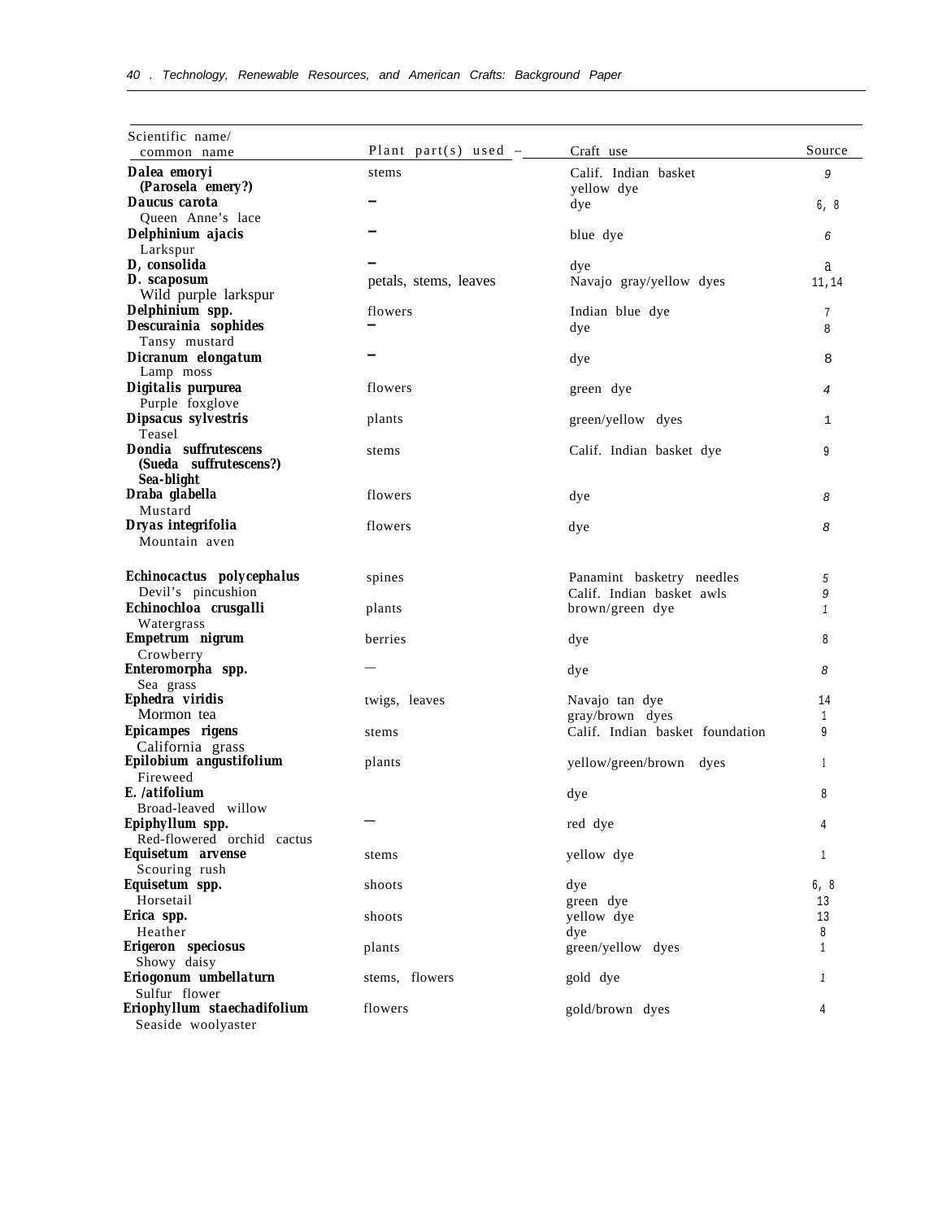| Scientific name/ common name | Plant part(s) used | Craft use | Source |
|---|---|---|---|
| **Dalea emoryi** **(Parosela emery?)** | stems | Calif. Indian basket yellow dye | 9 |
| **Daucus carota** Queen Anne's lace | — | dye | 6, 8 |
| **Delphinium ajacis** Larkspur | — | blue dye | 6 |
| **D, consolida** | — | dye | a |
| **D. scaposum** Wild purple larkspur | petals, stems, leaves | Navajo gray/yellow dyes | 11, 14 |
| **Delphinium spp.** | flowers | Indian blue dye | 7 |
| **Descurainia sophides** Tansy mustard | — | dye | 8 |
| **Dicranum elongatum** Lamp moss | — | dye | 8 |
| **Digitalis purpurea** Purple foxglove | flowers | green dye | 4 |
| **Dipsacus sylvestris** Teasel | plants | green/yellow dyes | 1 |
| **Dondia suffrutescens** **(Sueda suffrutescens?)** **Sea-blight** | stems | Calif. Indian basket dye | 9 |
| **Draba glabella** Mustard | flowers | dye | 8 |
| **Dryas integrifolia** Mountain aven | flowers | dye | 8 |
| **Echinocactus polycephalus** Devil's pincushion | spines | Panamint basketry needles<br>Calif. Indian basket awls | 5<br>9 |
| **Echinochloa crusgalli** Watergrass | plants | brown/green dye | 1 |
| **Empetrum nigrum** Crowberry | berries | dye | 8 |
| **Enteromorpha spp.** Sea grass | — | dye | 8 |
| **Ephedra viridis** Mormon tea | twigs, leaves | Navajo tan dye<br>gray/brown dyes | 14<br>1 |
| **Epicampes rigens** California grass | stems | Calif. Indian basket foundation | 9 |
| **Epilobium angustifolium** Fireweed | plants | yellow/green/brown dyes | 1 |
| **E. /atifolium** Broad-leaved willow | | dye | 8 |
| **Epiphyllum spp.** Red-flowered orchid cactus | — | red dye | 4 |
| **Equisetum arvense** Scouring rush | stems | yellow dye | 1 |
| **Equisetum spp.** Horsetail | shoots | dye<br>green dye | 6, 8<br>13 |
| **Erica spp.** Heather | shoots | yellow dye<br>dye | 13<br>8 |
| **Erigeron speciosus** Showy daisy | plants | green/yellow dyes | 1 |
| **Eriogonum umbellaturn** Sulfur flower | stems, flowers | gold dye | 1 |
| **Eriophyllum staechadifolium** Seaside woolyaster | flowers | gold/brown dyes | 4 |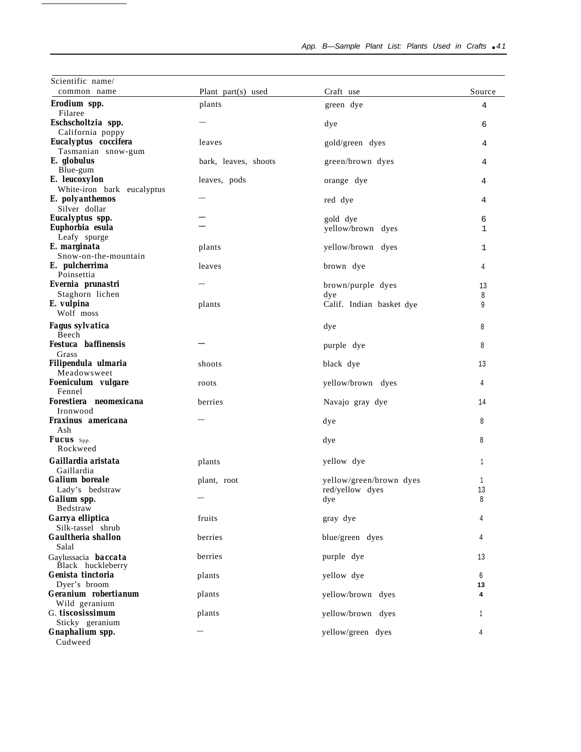| Scientific name/ common name | Plant part(s) used | Craft use | Source |
|---|---|---|---|
| ***Erodium* spp.** Filaree | plants | green dye | 4 |
| ***Eschscholtzia* spp.** California poppy | — | dye | 6 |
| ***Eucalyptus coccifera*** Tasmanian snow-gum | leaves | gold/green dyes | 4 |
| ***E. globulus*** Blue-gum | bark, leaves, shoots | green/brown dyes | 4 |
| ***E. leucoxylon*** White-iron bark eucalyptus | leaves, pods | orange dye | 4 |
| ***E. polyanthemos*** Silver dollar | — | red dye | 4 |
| ***Eucalyptus* spp.** | — | gold dye | 6 |
| ***Euphorbia esula*** Leafy spurge | — | yellow/brown dyes | 1 |
| ***E. marginata*** Snow-on-the-mountain | plants | yellow/brown dyes | 1 |
| ***E. pulcherrima*** Poinsettia | leaves | brown dye | 4 |
| ***Evernia prunastri*** Staghorn lichen | — | brown/purple dyes | 13 |
| | | dye | 8 |
| ***E. vulpina*** Wolf moss | plants | Calif. Indian basket dye | 9 |
| ***Fagus sylvatica*** Beech | | dye | 8 |
| ***Festuca baffinensis*** Grass | — | purple dye | 8 |
| ***Filipendula ulmaria*** Meadowsweet | shoots | black dye | 13 |
| ***Foeniculum vulgare*** Fennel | roots | yellow/brown dyes | 4 |
| ***Forestiera neomexicana*** Ironwood | berries | Navajo gray dye | 14 |
| ***Fraxinus americana*** Ash | — | dye | 8 |
| ***Fucus* spp.** Rockweed | | dye | 8 |
| ***Gaillardia aristata*** Gaillardia | plants | yellow dye | 1 |
| ***Galium boreale*** Lady's bedstraw | plant, root | yellow/green/brown dyes | 1 |
| | | red/yellow dyes | 13 |
| ***Galium* spp.** Bedstraw | — | dye | 8 |
| ***Garrya elliptica*** Silk-tassel shrub | fruits | gray dye | 4 |
| ***Gaultheria shallon*** Salal | berries | blue/green dyes | 4 |
| Gaylussacia ***baccata*** Black huckleberry | berries | purple dye | 13 |
| ***Genista tinctoria*** Dyer's broom | plants | yellow dye | 6 |
| | | | 13 |
| ***Geranium robertianum*** Wild geranium | plants | yellow/brown dyes | 4 |
| G. ***tiscosissimum*** Sticky geranium | plants | yellow/brown dyes | 1 |
| ***Gnaphalium* spp.** Cudweed | — | yellow/green dyes | 4 |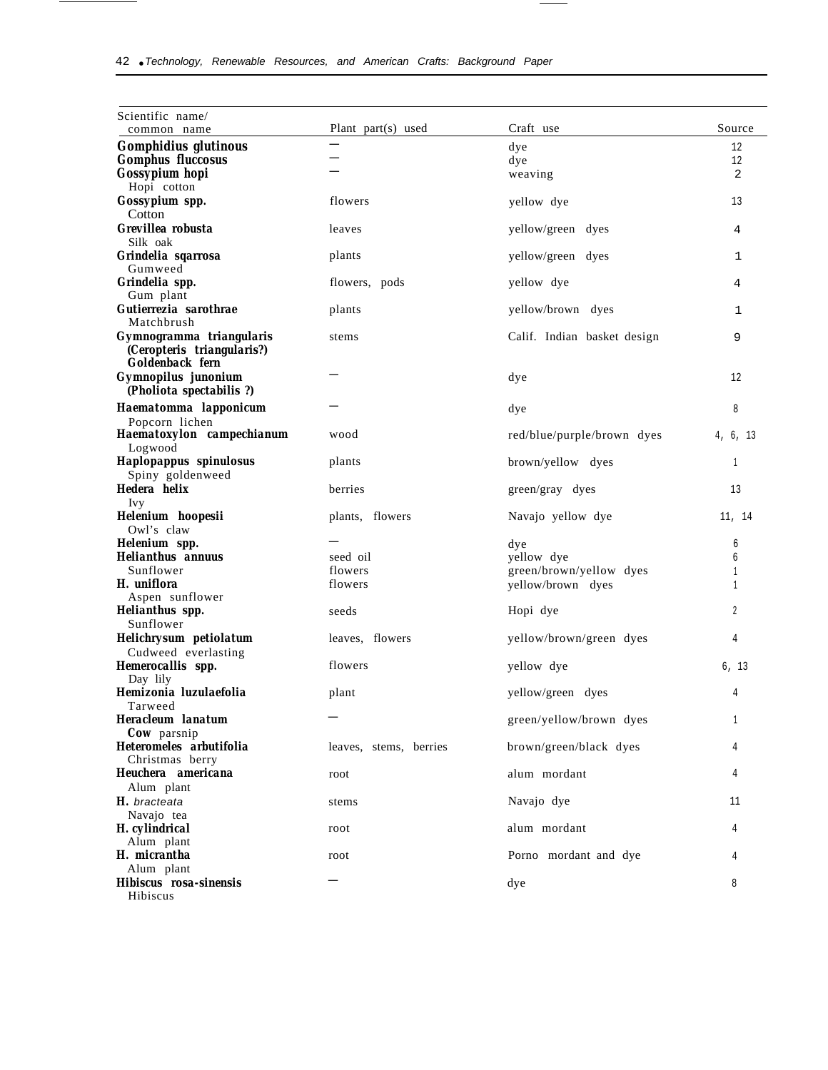| Scientific name/ common name | Plant part(s) used | Craft use | Source |
|---|---|---|---|
| **Gomphidius glutinous** | — | dye | 12 |
| **Gomphus fluccosus** | — | dye | 12 |
| **Gossypium hopi** Hopi cotton | — | weaving | 2 |
| **Gossypium spp.** Cotton | flowers | yellow dye | 13 |
| **Grevillea robusta** Silk oak | leaves | yellow/green dyes | 4 |
| **Grindelia sqarrosa** Gumweed | plants | yellow/green dyes | 1 |
| **Grindelia spp.** Gum plant | flowers, pods | yellow dye | 4 |
| **Gutierrezia sarothrae** Matchbrush | plants | yellow/brown dyes | 1 |
| **Gymnogramma triangularis (Ceropteris triangularis?) Goldenback fern** | stems | Calif. Indian basket design | 9 |
| **Gymnopilus junonium (Pholiota spectabilis ?)** | — | dye | 12 |
| **Haematomma lapponicum** Popcorn lichen | — | dye | 8 |
| **Haematoxylon campechianum** Logwood | wood | red/blue/purple/brown dyes | 4, 6, 13 |
| **Haplopappus spinulosus** Spiny goldenweed | plants | brown/yellow dyes | 1 |
| **Hedera helix** Ivy | berries | green/gray dyes | 13 |
| **Helenium hoopesii** Owl's claw | plants, flowers | Navajo yellow dye | 11, 14 |
| **Helenium spp.** | — | dye | 6 |
| **Helianthus annuus** | seed oil | yellow dye | 6 |
| Sunflower | flowers | green/brown/yellow dyes | 1 |
| **H. uniflora** Aspen sunflower | flowers | yellow/brown dyes | 1 |
| **Helianthus spp.** Sunflower | seeds | Hopi dye | 2 |
| **Helichrysum petiolatum** Cudweed everlasting | leaves, flowers | yellow/brown/green dyes | 4 |
| **Hemerocallis spp.** Day lily | flowers | yellow dye | 6, 13 |
| **Hemizonia luzulaefolia** Tarweed | plant | yellow/green dyes | 4 |
| **Heracleum lanatum** **Cow** parsnip | — | green/yellow/brown dyes | 1 |
| **Heteromeles arbutifolia** Christmas berry | leaves, stems, berries | brown/green/black dyes | 4 |
| **Heuchera americana** Alum plant | root | alum mordant | 4 |
| **H.** *bracteata* Navajo tea | stems | Navajo dye | 11 |
| **H. cylindrical** Alum plant | root | alum mordant | 4 |
| **H. micrantha** Alum plant | root | Porno mordant and dye | 4 |
| **Hibiscus rosa-sinensis** Hibiscus | — | dye | 8 |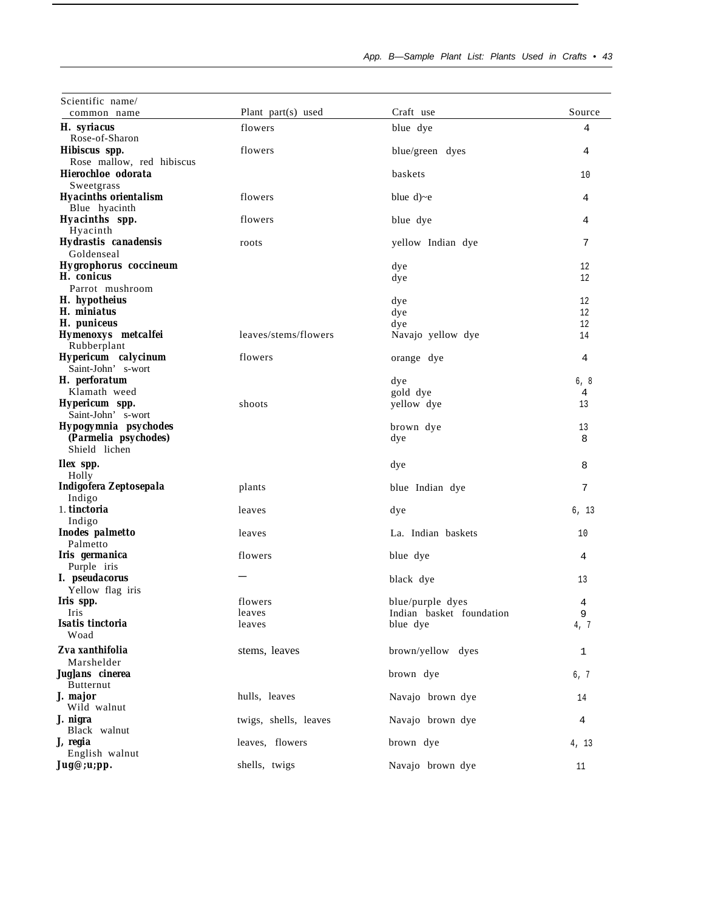| Scientific name/ common name | Plant part(s) used | Craft use | Source |
|---|---|---|---|
| ***H. syriacus*** Rose-of-Sharon | flowers | blue dye | 4 |
| ***Hibiscus spp.*** Rose mallow, red hibiscus | flowers | blue/green dyes | 4 |
| ***Hierochloe odorata*** Sweetgrass | | baskets | 10 |
| ***Hyacinths orientalism*** Blue hyacinth | flowers | blue d)~e | 4 |
| ***Hyacinths spp.*** Hyacinth | flowers | blue dye | 4 |
| ***Hydrastis canadensis*** Goldenseal | roots | yellow Indian dye | 7 |
| ***Hygrophorus coccineum*** | | dye | 12 |
| ***H. conicus*** Parrot mushroom | | dye | 12 |
| ***H. hypotheius*** | | dye | 12 |
| ***H. miniatus*** | | dye | 12 |
| ***H. puniceus*** | | dye | 12 |
| ***Hymenoxys metcalfei*** Rubberplant | leaves/stems/flowers | Navajo yellow dye | 14 |
| ***Hypericum calycinum*** Saint-John' s-wort | flowers | orange dye | 4 |
| ***H. perforatum*** | | dye | 6, 8 |
| Klamath weed | | gold dye | 4 |
| ***Hypericum spp.*** Saint-John' s-wort | shoots | yellow dye | 13 |
| ***Hypogymnia psychodes*** | | brown dye | 13 |
| ***(Parmelia psychodes)*** Shield lichen | | dye | 8 |
| ***Ilex spp.*** Holly | | dye | 8 |
| ***Indigofera Zeptosepala*** Indigo | plants | blue Indian dye | 7 |
| 1. ***tinctoria*** Indigo | leaves | dye | 6, 13 |
| ***Inodes palmetto*** Palmetto | leaves | La. Indian baskets | 10 |
| ***Iris germanica*** Purple iris | flowers | blue dye | 4 |
| ***I. pseudacorus*** Yellow flag iris | — | black dye | 13 |
| ***Iris spp.*** | flowers | blue/purple dyes | 4 |
| Iris | leaves | Indian basket foundation | 9 |
| ***Isatis tinctoria*** Woad | leaves | blue dye | 4, 7 |
| ***Zva xanthifolia*** Marshelder | stems, leaves | brown/yellow dyes | 1 |
| ***Jug]ans cinerea*** Butternut | | brown dye | 6, 7 |
| ***J. major*** Wild walnut | hulls, leaves | Navajo brown dye | 14 |
| ***J. nigra*** Black walnut | twigs, shells, leaves | Navajo brown dye | 4 |
| ***J, regia*** English walnut | leaves, flowers | brown dye | 4, 13 |
| ***Jug@;u;pp.*** | shells, twigs | Navajo brown dye | 11 |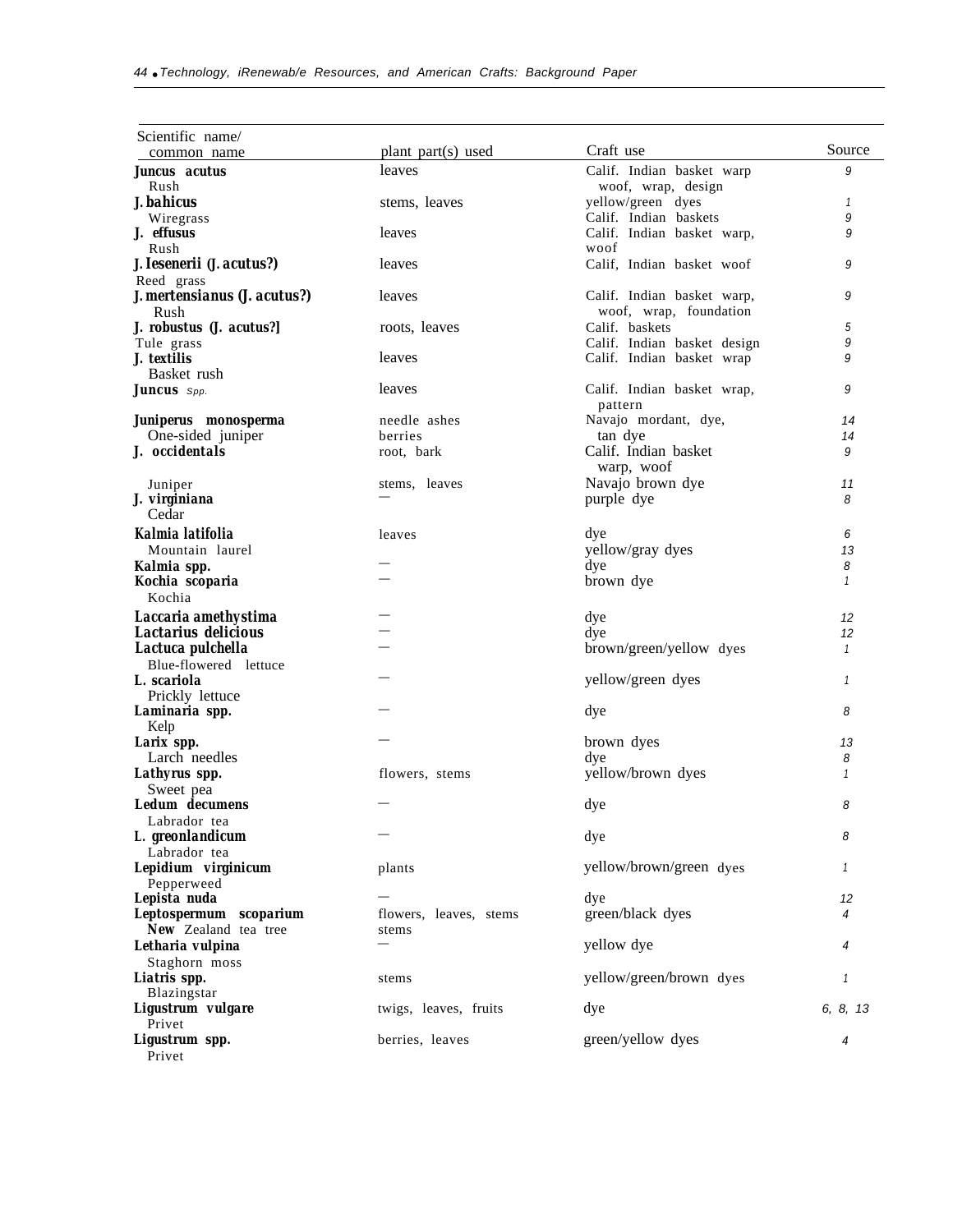| Scientific name/ common name | plant part(s) used | Craft use | Source |
|---|---|---|---|
| ***Juncus acutus*** Rush | leaves | Calif. Indian basket warp woof, wrap, design | 9 |
| ***J. bahicus*** Wiregrass | stems, leaves | yellow/green dyes<br>Calif. Indian baskets | 1<br>9 |
| ***J. effusus*** Rush | leaves | Calif. Indian basket warp, woof | 9 |
| ***J. Iesenerii (J. acutus?)*** Reed grass | leaves | Calif, Indian basket woof | 9 |
| ***J. mertensianus (J. acutus?)*** Rush | leaves | Calif. Indian basket warp, woof, wrap, foundation | 9 |
| ***J. robustus (J. acutus?]*** Tule grass | roots, leaves | Calif. baskets<br>Calif. Indian basket design | 5<br>9 |
| ***J. textilis*** Basket rush | leaves | Calif. Indian basket wrap | 9 |
| ***Juncus*** spp. | leaves | Calif. Indian basket wrap, pattern | 9 |
| ***Juniperus monosperma*** One-sided juniper | needle ashes<br>berries | Navajo mordant, dye,<br>tan dye | 14<br>14 |
| ***J. occidentals*** | root, bark | Calif. Indian basket warp, woof | 9 |
| Juniper | stems, leaves | Navajo brown dye | 11 |
| ***J. virginiana*** Cedar | — | purple dye | 8 |
| ***Kalmia latifolia*** Mountain laurel | leaves | dye<br>yellow/gray dyes | 6<br>13 |
| ***Kalmia spp.*** | — | dye | 8 |
| ***Kochia scoparia*** Kochia | — | brown dye | 1 |
| ***Laccaria amethystima*** | — | dye | 12 |
| ***Lactarius delicious*** | — | dye | 12 |
| ***Lactuca pulchella*** Blue-flowered lettuce | — | brown/green/yellow dyes | 1 |
| ***L. scariola*** Prickly lettuce | — | yellow/green dyes | 1 |
| ***Laminaria spp.*** Kelp | — | dye | 8 |
| ***Larix spp.*** Larch needles | — | brown dyes<br>dye | 13<br>8 |
| ***Lathyrus spp.*** Sweet pea | flowers, stems | yellow/brown dyes | 1 |
| ***Ledum decumens*** Labrador tea | — | dye | 8 |
| ***L. greonlandicum*** Labrador tea | — | dye | 8 |
| ***Lepidium virginicum*** Pepperweed | plants | yellow/brown/green dyes | 1 |
| ***Lepista nuda*** | — | dye | 12 |
| ***Leptospermum scoparium*** New Zealand tea tree | flowers, leaves, stems<br>stems | green/black dyes | 4 |
| ***Letharia vulpina*** Staghorn moss | — | yellow dye | 4 |
| ***Liatris spp.*** Blazingstar | stems | yellow/green/brown dyes | 1 |
| ***Ligustrum vulgare*** Privet | twigs, leaves, fruits | dye | 6, 8, 13 |
| ***Ligustrum spp.*** Privet | berries, leaves | green/yellow dyes | 4 |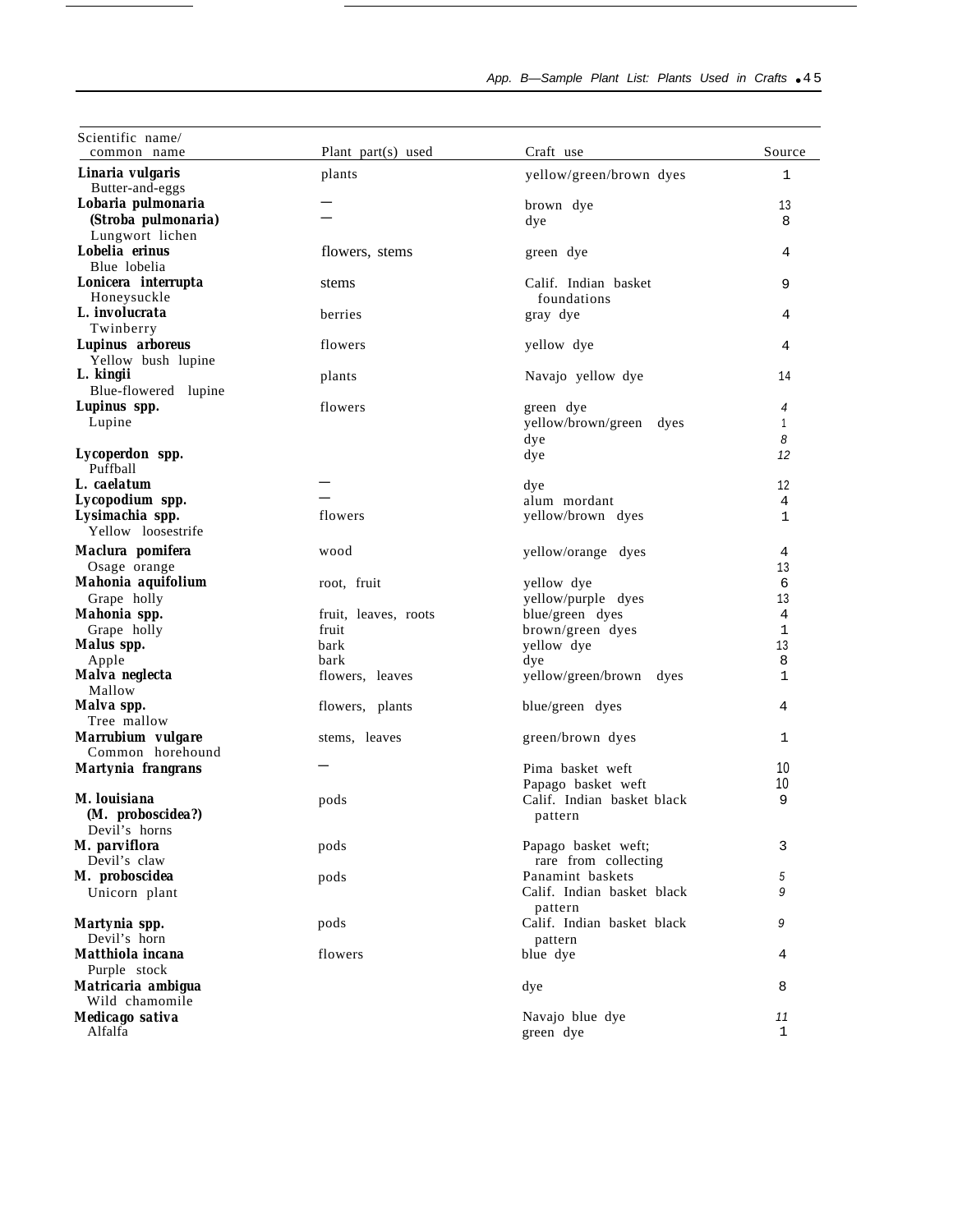| Scientific name/ common name | Plant part(s) used | Craft use | Source |
|---|---|---|---|
| ***Linaria vulgaris*** Butter-and-eggs | plants | yellow/green/brown dyes | 1 |
| ***Lobaria pulmonaria*** | — | brown dye | 13 |
| ***(Stroba pulmonaria)*** Lungwort lichen | — | dye | 8 |
| ***Lobelia erinus*** Blue lobelia | flowers, stems | green dye | 4 |
| ***Lonicera interrupta*** Honeysuckle | stems | Calif. Indian basket foundations | 9 |
| ***L. involucrata*** Twinberry | berries | gray dye | 4 |
| ***Lupinus arboreus*** Yellow bush lupine | flowers | yellow dye | 4 |
| ***L. kingii*** Blue-flowered lupine | plants | Navajo yellow dye | 14 |
| ***Lupinus spp.*** Lupine | flowers | green dye | 4 |
| | | yellow/brown/green dyes | 1 |
| | | dye | 8 |
| ***Lycoperdon spp.*** Puffball | | dye | 12 |
| ***L. caelatum*** | — | dye | 12 |
| ***Lycopodium spp.*** | — | alum mordant | 4 |
| ***Lysimachia spp.*** Yellow loosestrife | flowers | yellow/brown dyes | 1 |
| ***Maclura pomifera*** Osage orange | wood | yellow/orange dyes | 4 |
| | | | 13 |
| ***Mahonia aquifolium*** | root, fruit | yellow dye | 6 |
| Grape holly | | yellow/purple dyes | 13 |
| ***Mahonia spp.*** | fruit, leaves, roots | blue/green dyes | 4 |
| Grape holly | fruit | brown/green dyes | 1 |
| ***Malus spp.*** | bark | yellow dye | 13 |
| Apple | bark | dye | 8 |
| ***Malva neglecta*** Mallow | flowers, leaves | yellow/green/brown dyes | 1 |
| ***Malva spp.*** Tree mallow | flowers, plants | blue/green dyes | 4 |
| ***Marrubium vulgare*** Common horehound | stems, leaves | green/brown dyes | 1 |
| ***Martynia frangrans*** | — | Pima basket weft | 10 |
| | | Papago basket weft | 10 |
| ***M. louisiana*** ***(M. proboscidea?)*** Devil's horns | pods | Calif. Indian basket black pattern | 9 |
| ***M. parviflora*** Devil's claw | pods | Papago basket weft; rare from collecting | 3 |
| ***M. proboscidea*** | pods | Panamint baskets | 5 |
| Unicorn plant | | Calif. Indian basket black pattern | 9 |
| ***Martynia spp.*** Devil's horn | pods | Calif. Indian basket black pattern | 9 |
| ***Matthiola incana*** Purple stock | flowers | blue dye | 4 |
| ***Matricaria ambigua*** Wild chamomile | | dye | 8 |
| ***Medicago sativa*** | | Navajo blue dye | 11 |
| Alfalfa | | green dye | 1 |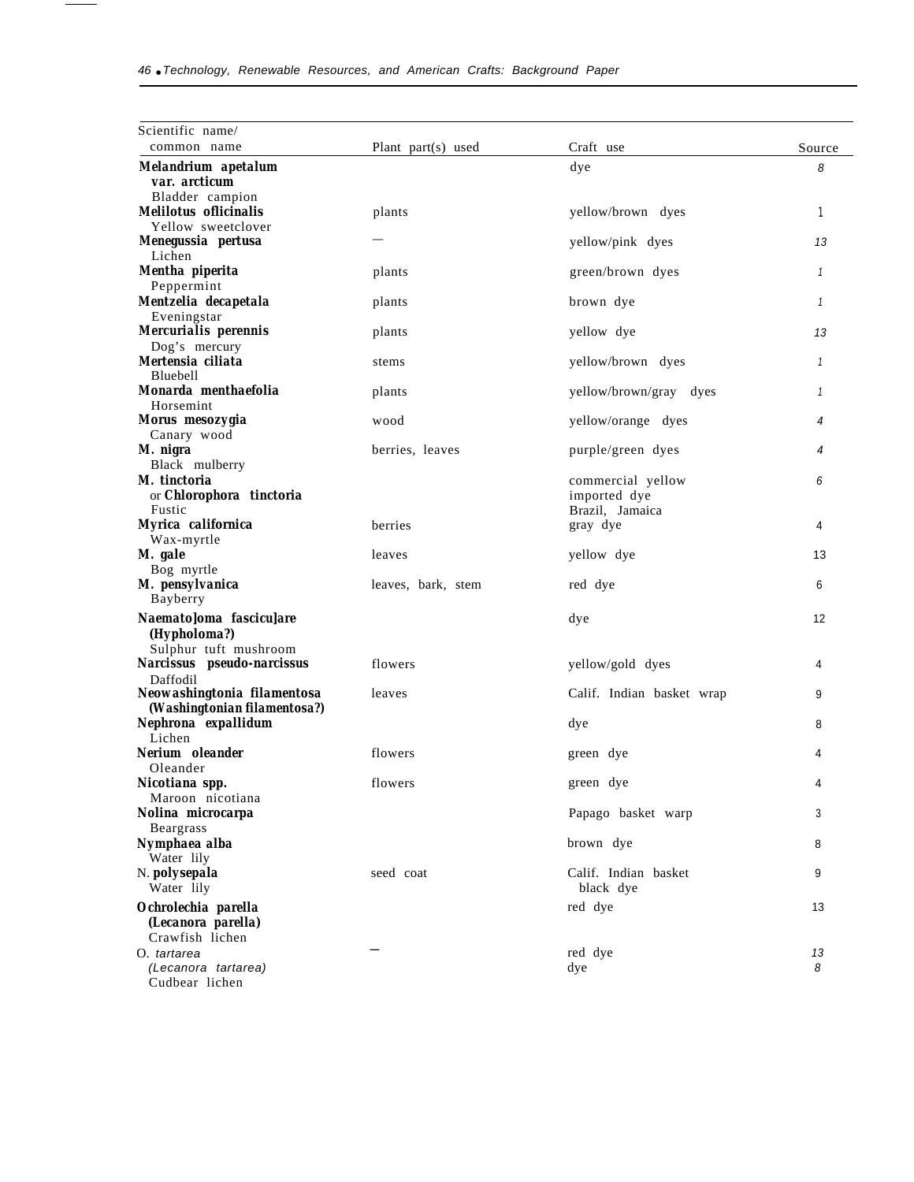| Scientific name/ common name | Plant part(s) used | Craft use | Source |
|---|---|---|---|
| ***Melandrium apetalum* var. *arcticum*** Bladder campion | | dye | 8 |
| ***Melilotus oflicinalis*** Yellow sweetclover | plants | yellow/brown dyes | 1 |
| ***Menegussia pertusa*** Lichen | — | yellow/pink dyes | 13 |
| ***Mentha piperita*** Peppermint | plants | green/brown dyes | 1 |
| ***Mentzelia decapetala*** Eveningstar | plants | brown dye | 1 |
| ***Mercurialis perennis*** Dog's mercury | plants | yellow dye | 13 |
| ***Mertensia ciliata*** Bluebell | stems | yellow/brown dyes | 1 |
| ***Monarda menthaefolia*** Horsemint | plants | yellow/brown/gray dyes | 1 |
| ***Morus mesozygia*** Canary wood | wood | yellow/orange dyes | 4 |
| ***M. nigra*** Black mulberry | berries, leaves | purple/green dyes | 4 |
| ***M. tinctoria*** or ***Chlorophora tinctoria*** Fustic | | commercial yellow imported dye Brazil, Jamaica | 6 |
| ***Myrica californica*** Wax-myrtle | berries | gray dye | 4 |
| ***M. gale*** Bog myrtle | leaves | yellow dye | 13 |
| ***M. pensylvanica*** Bayberry | leaves, bark, stem | red dye | 6 |
| ***Naemato]oma fascicu]are* (*Hypholoma?*)** Sulphur tuft mushroom | | dye | 12 |
| ***Narcissus pseudo-narcissus*** Daffodil | flowers | yellow/gold dyes | 4 |
| ***Neowashingtonia filamentosa* (*Washingtonian filamentosa?*)** | leaves | Calif. Indian basket wrap | 9 |
| ***Nephrona expallidum*** Lichen | | dye | 8 |
| ***Nerium oleander*** Oleander | flowers | green dye | 4 |
| ***Nicotiana spp.*** Maroon nicotiana | flowers | green dye | 4 |
| ***Nolina microcarpa*** Beargrass | | Papago basket warp | 3 |
| ***Nymphaea alba*** Water lily | | brown dye | 8 |
| N. ***polysepala*** Water lily | seed coat | Calif. Indian basket black dye | 9 |
| ***Ochrolechia parella* (*Lecanora parella*)** Crawfish lichen | | red dye | 13 |
| O. *tartarea* (*Lecanora tartarea*) Cudbear lichen | — | red dye<br>dye | 13<br>8 |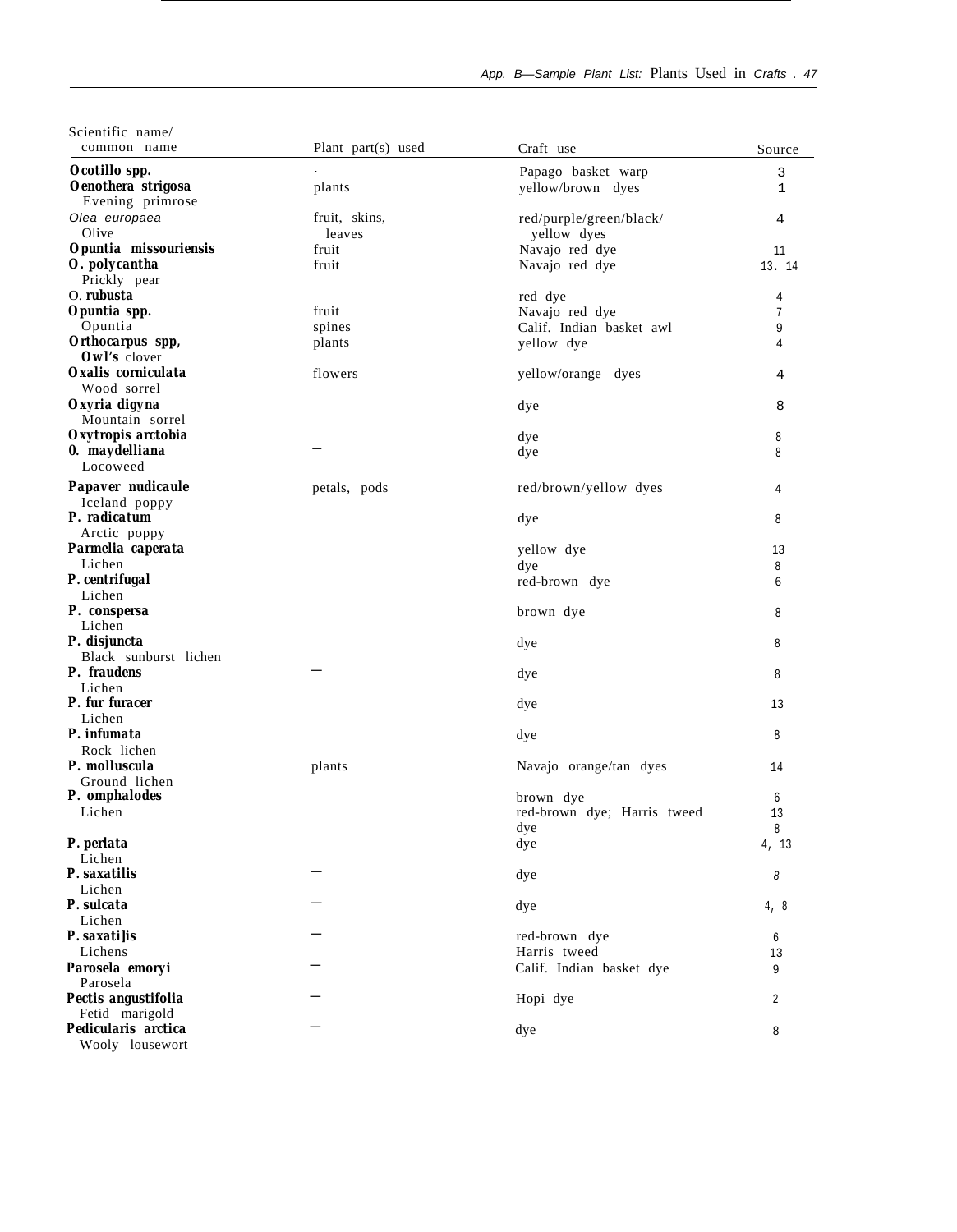| Scientific name/ common name | Plant part(s) used | Craft use | Source |
|---|---|---|---|
| **Ocotillo spp.** | . | Papago basket warp | 3 |
| **Oenothera strigosa** Evening primrose | plants | yellow/brown dyes | 1 |
| *Olea europaea* Olive | fruit, skins, leaves | red/purple/green/black/ yellow dyes | 4 |
| **Opuntia missouriensis** | fruit | Navajo red dye | 11 |
| **O. polycantha** Prickly pear | fruit | Navajo red dye | 13. 14 |
| O. **rubusta** | | red dye | 4 |
| **Opuntia spp.** | fruit | Navajo red dye | 7 |
| Opuntia | spines | Calif. Indian basket awl | 9 |
| **Orthocarpus spp,** **Owl's** clover | plants | yellow dye | 4 |
| **Oxalis corniculata** Wood sorrel | flowers | yellow/orange dyes | 4 |
| **Oxyria digyna** Mountain sorrel | | dye | 8 |
| **Oxytropis arctobia** | | dye | 8 |
| **0. maydelliana** Locoweed | — | dye | 8 |
| **Papaver nudicaule** Iceland poppy | petals, pods | red/brown/yellow dyes | 4 |
| **P. radicatum** Arctic poppy | | dye | 8 |
| **Parmelia caperata** | | yellow dye | 13 |
| Lichen | | dye | 8 |
| **P. centrifugal** Lichen | | red-brown dye | 6 |
| **P. conspersa** Lichen | | brown dye | 8 |
| **P. disjuncta** Black sunburst lichen | | dye | 8 |
| **P. fraudens** Lichen | — | dye | 8 |
| **P. fur furacer** Lichen | | dye | 13 |
| **P. infumata** Rock lichen | | dye | 8 |
| **P. molluscula** Ground lichen | plants | Navajo orange/tan dyes | 14 |
| **P. omphalodes** | | brown dye | 6 |
| Lichen | | red-brown dye; Harris tweed | 13 |
| | | dye | 8 |
| **P. perlata** Lichen | | dye | 4, 13 |
| **P. saxatilis** Lichen | — | dye | 8 |
| **P. sulcata** Lichen | — | dye | 4, 8 |
| **P. saxatilis** | — | red-brown dye | 6 |
| Lichens | | Harris tweed | 13 |
| **Parosela emoryi** Parosela | — | Calif. Indian basket dye | 9 |
| **Pectis angustifolia** Fetid marigold | — | Hopi dye | 2 |
| **Pedicularis arctica** Wooly lousewort | — | dye | 8 |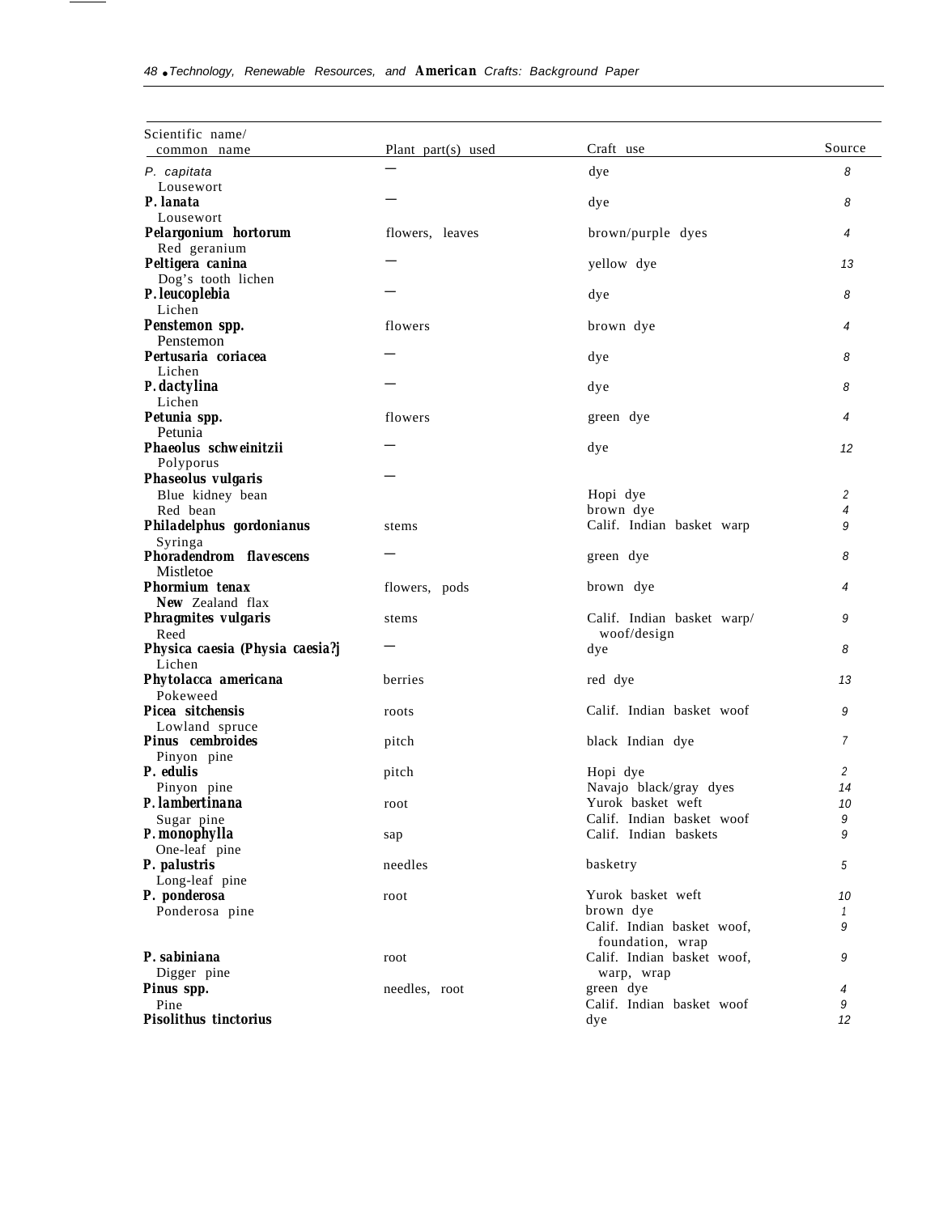| Scientific name/ common name | Plant part(s) used | Craft use | Source |
|---|---|---|---|
| *P. capitata* Lousewort | — | dye | 8 |
| ***P. lanata*** Lousewort | — | dye | 8 |
| ***Pelargonium hortorum*** Red geranium | flowers, leaves | brown/purple dyes | 4 |
| ***Peltigera canina*** Dog's tooth lichen | — | yellow dye | 13 |
| ***P. leucoplebia*** Lichen | — | dye | 8 |
| ***Penstemon spp.*** Penstemon | flowers | brown dye | 4 |
| ***Pertusaria coriacea*** Lichen | — | dye | 8 |
| ***P. dactylina*** Lichen | — | dye | 8 |
| ***Petunia spp.*** Petunia | flowers | green dye | 4 |
| ***Phaeolus schweinitzii*** Polyporus | — | dye | 12 |
| ***Phaseolus vulgaris*** | — | | |
| Blue kidney bean | | Hopi dye | 2 |
| Red bean | | brown dye | 4 |
| ***Philadelphus gordonianus*** Syringa | stems | Calif. Indian basket warp | 9 |
| ***Phoradendrom flavescens*** Mistletoe | — | green dye | 8 |
| ***Phormium tenax*** New Zealand flax | flowers, pods | brown dye | 4 |
| ***Phragmites vulgaris*** Reed | stems | Calif. Indian basket warp/ woof/design | 9 |
| ***Physica caesia (Physia caesia?j*** Lichen | — | dye | 8 |
| ***Phytolacca americana*** Pokeweed | berries | red dye | 13 |
| ***Picea sitchensis*** Lowland spruce | roots | Calif. Indian basket woof | 9 |
| ***Pinus cembroides*** Pinyon pine | pitch | black Indian dye | 7 |
| ***P. edulis*** Pinyon pine | pitch | Hopi dye | 2 |
| | | Navajo black/gray dyes | 14 |
| ***P. lambertinana*** Sugar pine | root | Yurok basket weft | 10 |
| | | Calif. Indian basket woof | 9 |
| ***P. monophylla*** One-leaf pine | sap | Calif. Indian baskets | 9 |
| ***P. palustris*** Long-leaf pine | needles | basketry | 5 |
| ***P. ponderosa*** Ponderosa pine | root | Yurok basket weft | 10 |
| | | brown dye | 1 |
| | | Calif. Indian basket woof, foundation, wrap | 9 |
| ***P. sabiniana*** Digger pine | root | Calif. Indian basket woof, warp, wrap | 9 |
| ***Pinus spp.*** Pine | needles, root | green dye | 4 |
| | | Calif. Indian basket woof | 9 |
| ***Pisolithus tinctorius*** | | dye | 12 |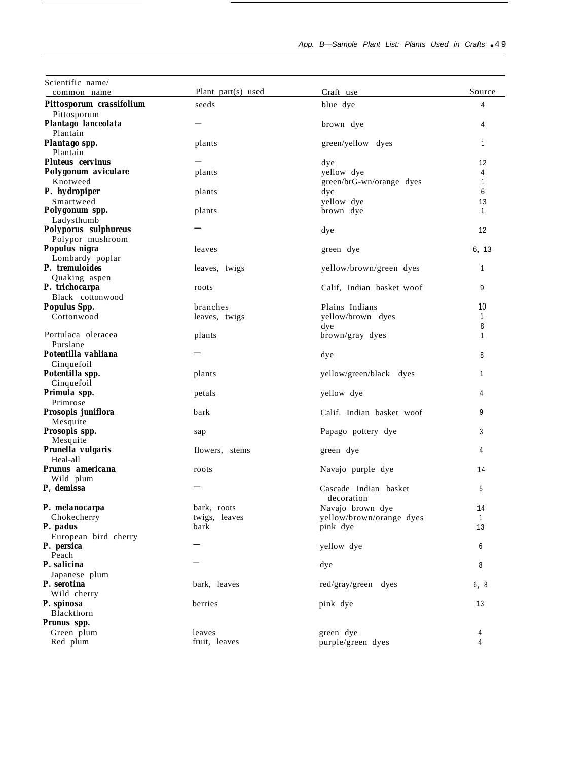| Scientific name/ common name | Plant part(s) used | Craft use | Source |
|---|---|---|---|
| **Pittosporum crassifolium** Pittosporum | seeds | blue dye | 4 |
| **Plantago lanceolata** Plantain | — | brown dye | 4 |
| **Plantago spp.** Plantain | plants | green/yellow dyes | 1 |
| **Pluteus cervinus** | — | dye | 12 |
| **Polygonum aviculare** Knotweed | plants | yellow dye | 4 |
| | | green/brG-wn/orange dyes | 1 |
| **P. hydropiper** Smartweed | plants | dyc | 6 |
| | | yellow dye | 13 |
| **Polygonum spp.** Ladysthumb | plants | brown dye | 1 |
| **Polyporus sulphureus** Polypor mushroom | — | dye | 12 |
| **Populus nigra** Lombardy poplar | leaves | green dye | 6, 13 |
| **P. tremuloides** Quaking aspen | leaves, twigs | yellow/brown/green dyes | 1 |
| **P. trichocarpa** Black cottonwood | roots | Calif, Indian basket woof | 9 |
| **Populus Spp.** | branches | Plains Indians | 10 |
| Cottonwood | leaves, twigs | yellow/brown dyes | 1 |
| | | dye | 8 |
| Portulaca oleracea Purslane | plants | brown/gray dyes | 1 |
| **Potentilla vahliana** Cinquefoil | — | dye | 8 |
| **Potentilla spp.** Cinquefoil | plants | yellow/green/black dyes | 1 |
| **Primula spp.** Primrose | petals | yellow dye | 4 |
| **Prosopis juniflora** Mesquite | bark | Calif. Indian basket woof | 9 |
| **Prosopis spp.** Mesquite | sap | Papago pottery dye | 3 |
| **Prunella vulgaris** Heal-all | flowers, stems | green dye | 4 |
| **Prunus americana** Wild plum | roots | Navajo purple dye | 14 |
| **P, demissa** | — | Cascade Indian basket decoration | 5 |
| **P. melanocarpa** | bark, roots | Navajo brown dye | 14 |
| Chokecherry | twigs, leaves | yellow/brown/orange dyes | 1 |
| **P. padus** European bird cherry | bark | pink dye | 13 |
| **P. persica** Peach | — | yellow dye | 6 |
| **P. salicina** Japanese plum | — | dye | 8 |
| **P. serotina** Wild cherry | bark, leaves | red/gray/green dyes | 6, 8 |
| **P. spinosa** Blackthorn | berries | pink dye | 13 |
| **Prunus spp.** | | | |
| Green plum | leaves | green dye | 4 |
| Red plum | fruit, leaves | purple/green dyes | 4 |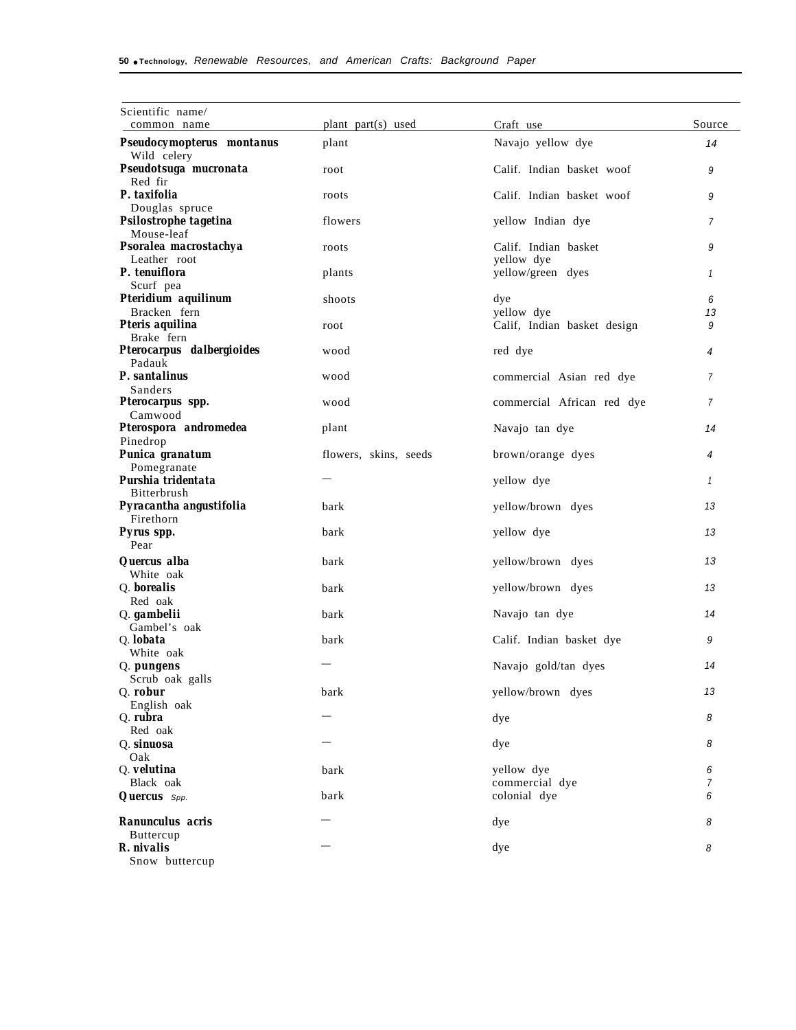| Scientific name/ common name | plant part(s) used | Craft use | Source |
|---|---|---|---|
| **Pseudocymopterus montanus** Wild celery | plant | Navajo yellow dye | 14 |
| **Pseudotsuga mucronata** Red fir | root | Calif. Indian basket woof | 9 |
| **P. taxifolia** Douglas spruce | roots | Calif. Indian basket woof | 9 |
| **Psilostrophe tagetina** Mouse-leaf | flowers | yellow Indian dye | 7 |
| **Psoralea macrostachya** Leather root | roots | Calif. Indian basket yellow dye | 9 |
| **P. tenuiflora** Scurf pea | plants | yellow/green dyes | 1 |
| **Pteridium aquilinum** Bracken fern | shoots | dye<br>yellow dye | 6<br>13 |
| **Pteris aquilina** Brake fern | root | Calif, Indian basket design | 9 |
| **Pterocarpus dalbergioides** Padauk | wood | red dye | 4 |
| **P. santalinus** Sanders | wood | commercial Asian red dye | 7 |
| **Pterocarpus spp.** Camwood | wood | commercial African red dye | 7 |
| **Pterospora andromedea** Pinedrop | plant | Navajo tan dye | 14 |
| **Punica granatum** Pomegranate | flowers, skins, seeds | brown/orange dyes | 4 |
| **Purshia tridentata** Bitterbrush | — | yellow dye | 1 |
| **Pyracantha angustifolia** Firethorn | bark | yellow/brown dyes | 13 |
| **Pyrus spp.** Pear | bark | yellow dye | 13 |
| **Quercus alba** White oak | bark | yellow/brown dyes | 13 |
| Q. **borealis** Red oak | bark | yellow/brown dyes | 13 |
| Q. **gambelii** Gambel's oak | bark | Navajo tan dye | 14 |
| Q. **lobata** White oak | bark | Calif. Indian basket dye | 9 |
| Q. **pungens** Scrub oak galls | — | Navajo gold/tan dyes | 14 |
| Q. **robur** English oak | bark | yellow/brown dyes | 13 |
| Q. **rubra** Red oak | — | dye | 8 |
| Q. **sinuosa** Oak | — | dye | 8 |
| Q. **velutina** Black oak | bark | yellow dye<br>commercial dye | 6<br>7 |
| **Quercus** spp. | bark | colonial dye | 6 |
| **Ranunculus acris** Buttercup | — | dye | 8 |
| **R. nivalis** Snow buttercup | — | dye | 8 |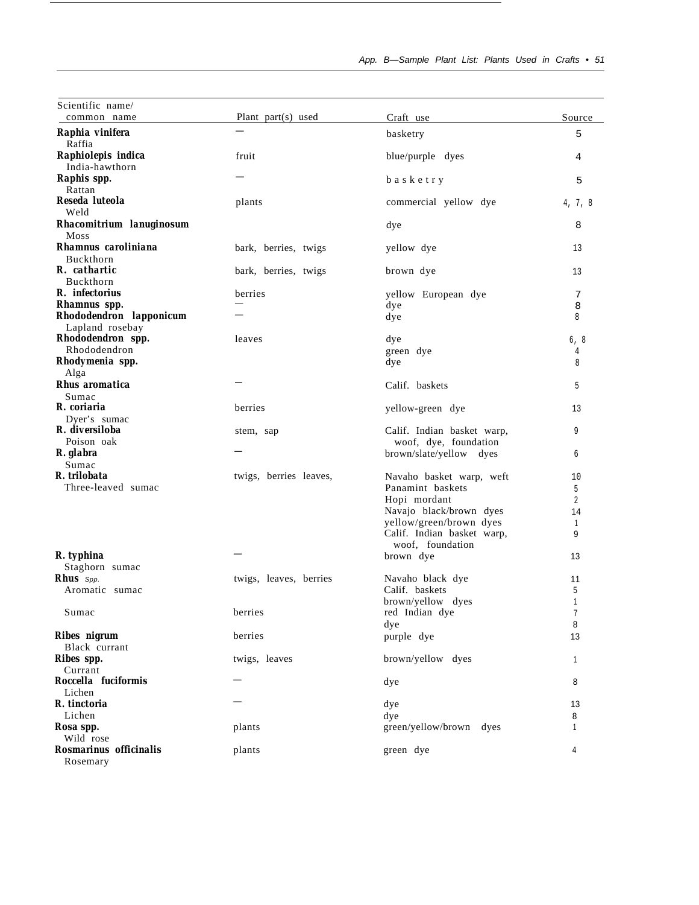| Scientific name/ common name | Plant part(s) used | Craft use | Source |
|---|---|---|---|
| **Raphia vinifera** Raffia | — | basketry | 5 |
| **Raphiolepis indica** India-hawthorn | fruit | blue/purple dyes | 4 |
| **Raphis spp.** Rattan | — | basketry | 5 |
| **Reseda luteola** Weld | plants | commercial yellow dye | 4, 7, 8 |
| **Rhacomitrium lanuginosum** Moss | | dye | 8 |
| **Rhamnus caroliniana** Buckthorn | bark, berries, twigs | yellow dye | 13 |
| **R. cathartic** Buckthorn | bark, berries, twigs | brown dye | 13 |
| **R. infectorius** | berries | yellow European dye | 7 |
| **Rhamnus spp.** | — | dye | 8 |
| **Rhododendron lapponicum** Lapland rosebay | — | dye | 8 |
| **Rhododendron spp.** Rhododendron | leaves | dye | 6, 8 |
| | | green dye | 4 |
| **Rhodymenia spp.** Alga | | dye | 8 |
| **Rhus aromatica** Sumac | — | Calif. baskets | 5 |
| **R. coriaria** Dyer's sumac | berries | yellow-green dye | 13 |
| **R. diversiloba** Poison oak | stem, sap | Calif. Indian basket warp, woof, dye, foundation | 9 |
| **R. glabra** Sumac | — | brown/slate/yellow dyes | 6 |
| **R. trilobata** Three-leaved sumac | twigs, berries leaves, | Navaho basket warp, weft | 10 |
| | | Panamint baskets | 5 |
| | | Hopi mordant | 2 |
| | | Navajo black/brown dyes | 14 |
| | | yellow/green/brown dyes | 1 |
| | | Calif. Indian basket warp, woof, foundation | 9 |
| **R. typhina** Staghorn sumac | — | brown dye | 13 |
| **Rhus** *Spp.* Aromatic sumac | twigs, leaves, berries | Navaho black dye | 11 |
| | | Calif. baskets | 5 |
| | | brown/yellow dyes | 1 |
| Sumac | berries | red Indian dye | 7 |
| | | dye | 8 |
| **Ribes nigrum** Black currant | berries | purple dye | 13 |
| **Ribes spp.** Currant | twigs, leaves | brown/yellow dyes | 1 |
| **Roccella fuciformis** Lichen | — | dye | 8 |
| **R. tinctoria** Lichen | — | dye | 13 |
| | | dye | 8 |
| **Rosa spp.** Wild rose | plants | green/yellow/brown dyes | 1 |
| **Rosmarinus officinalis** Rosemary | plants | green dye | 4 |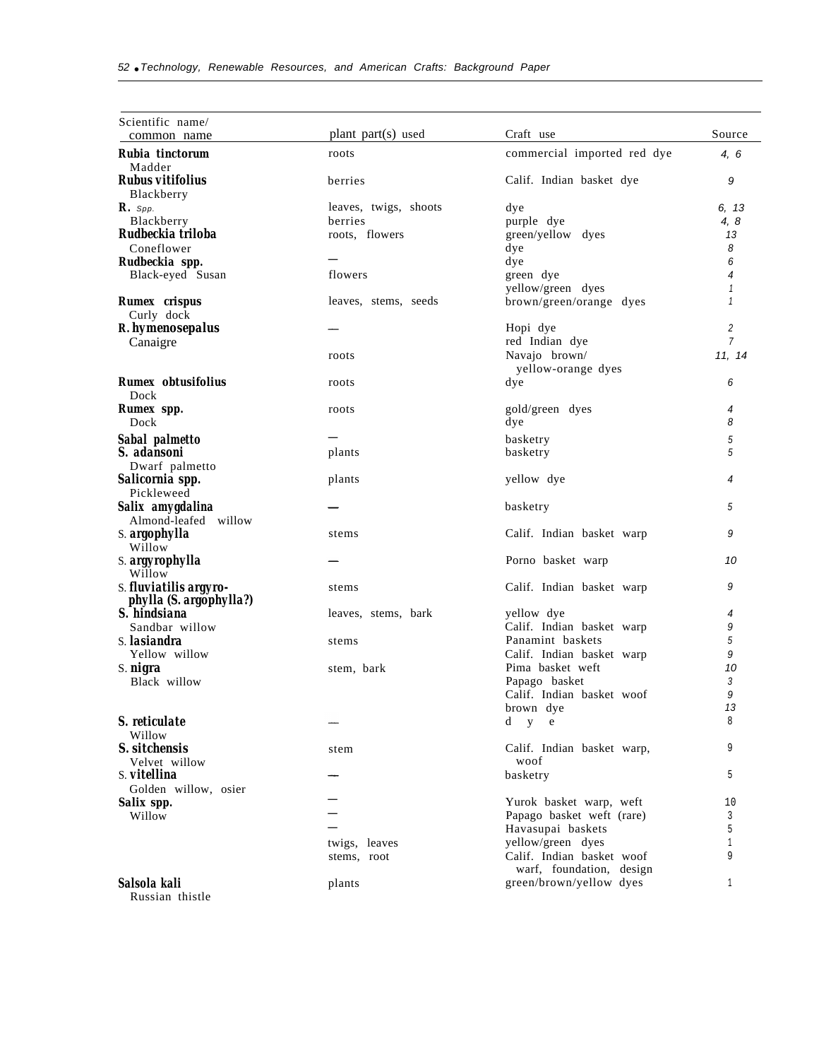| Scientific name/ common name | plant part(s) used | Craft use | Source |
|---|---|---|---|
| **Rubia tinctorum** Madder | roots | commercial imported red dye | 4, 6 |
| **Rubus vitifolius** Blackberry | berries | Calif. Indian basket dye | 9 |
| **R.** spp. | leaves, twigs, shoots | dye | 6, 13 |
| Blackberry | berries | purple dye | 4, 8 |
| **Rudbeckia triloba** | roots, flowers | green/yellow dyes | 13 |
| Coneflower | | dye | 8 |
| **Rudbeckia spp.** | — | dye | 6 |
| Black-eyed Susan | flowers | green dye | 4 |
| | | yellow/green dyes | 1 |
| **Rumex crispus** Curly dock | leaves, stems, seeds | brown/green/orange dyes | 1 |
| **R. hymenosepalus** | — | Hopi dye | 2 |
| Canaigre | | red Indian dye | 7 |
| | roots | Navajo brown/ yellow-orange dyes | 11, 14 |
| **Rumex obtusifolius** Dock | roots | dye | 6 |
| **Rumex spp.** | roots | gold/green dyes | 4 |
| Dock | | dye | 8 |
| **Sabal palmetto** | — | basketry | 5 |
| **S. adansoni** Dwarf palmetto | plants | basketry | 5 |
| **Salicornia spp.** Pickleweed | plants | yellow dye | 4 |
| **Salix amygdalina** Almond-leafed willow | — | basketry | 5 |
| S. **argophylla** Willow | stems | Calif. Indian basket warp | 9 |
| S. **argyrophylla** Willow | — | Porno basket warp | 10 |
| S. **fluviatilis argyro-phylla (S. argophylla?)** | stems | Calif. Indian basket warp | 9 |
| **S. hindsiana** | leaves, stems, bark | yellow dye | 4 |
| Sandbar willow | | Calif. Indian basket warp | 9 |
| S. **lasiandra** | stems | Panamint baskets | 5 |
| Yellow willow | | Calif. Indian basket warp | 9 |
| S. **nigra** | stem, bark | Pima basket weft | 10 |
| Black willow | | Papago basket | 3 |
| | | Calif. Indian basket woof | 9 |
| | | brown dye | 13 |
| **S. reticulate** Willow | — | dye | 8 |
| **S. sitchensis** Velvet willow | stem | Calif. Indian basket warp, woof | 9 |
| S. **vitellina** Golden willow, osier | — | basketry | 5 |
| **Salix spp.** | — | Yurok basket warp, weft | 10 |
| Willow | — | Papago basket weft (rare) | 3 |
| | — | Havasupai baskets | 5 |
| | twigs, leaves | yellow/green dyes | 1 |
| | stems, root | Calif. Indian basket woof warf, foundation, design | 9 |
| **Salsola kali** Russian thistle | plants | green/brown/yellow dyes | 1 |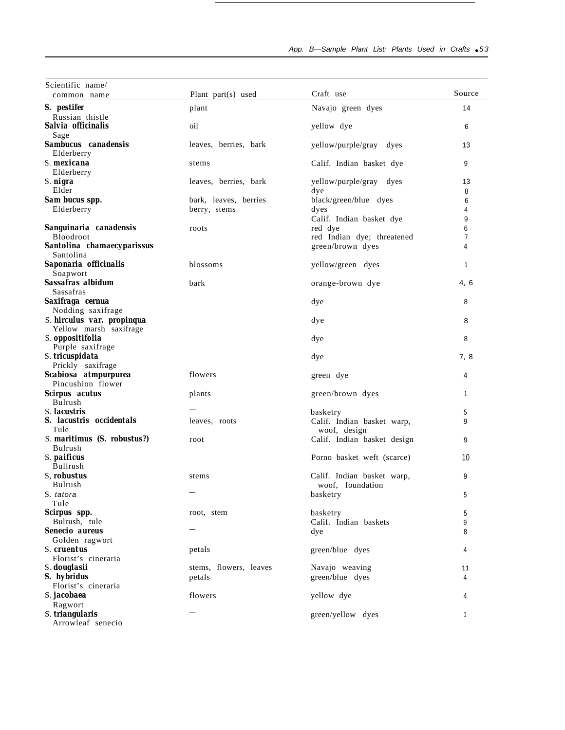| Scientific name/ common name | Plant part(s) used | Craft use | Source |
|---|---|---|---|
| **S. pestifer** Russian thistle | plant | Navajo green dyes | 14 |
| **Salvia officinalis** Sage | oil | yellow dye | 6 |
| **Sambucus canadensis** Elderberry | leaves, berries, bark | yellow/purple/gray dyes | 13 |
| S. **mexicana** Elderberry | stems | Calif. Indian basket dye | 9 |
| S. **nigra** Elder | leaves, berries, bark | yellow/purple/gray dyes<br>dye | 13<br>8 |
| **Sam bucus spp.** Elderberry | bark, leaves, berries<br>berry, stems | black/green/blue dyes<br>dyes<br>Calif. Indian basket dye | 6<br>4<br>9 |
| **Sanguinaria canadensis** Bloodroot | roots | red dye<br>red Indian dye; threatened | 6<br>7 |
| **Santolina chamaecyparissus** Santolina | | green/brown dyes | 4 |
| **Saponaria officinalis** Soapwort | blossoms | yellow/green dyes | 1 |
| **Sassafras albidum** Sassafras | bark | orange-brown dye | 4, 6 |
| **Saxifraga cernua** Nodding saxifrage | | dye | 8 |
| S. **hirculus var. propinqua** Yellow marsh saxifrage | | dye | 8 |
| S. **oppositifolia** Purple saxifrage | | dye | 8 |
| S. **tricuspidata** Prickly saxifrage | | dye | 7, 8 |
| **Scabiosa atmpurpurea** Pincushion flower | flowers | green dye | 4 |
| **Scirpus acutus** Bulrush | plants | green/brown dyes | 1 |
| S. **lacustris** | — | basketry | 5 |
| **S. lacustris occidentals** Tule | leaves, roots | Calif. Indian basket warp, woof, design | 9 |
| S. **maritimus (S. robustus?)** Bulrush | root | Calif. Indian basket design | 9 |
| S. **paificus** Bullrush | | Porno basket weft (scarce) | 10 |
| S, **robustus** Bulrush | stems | Calif. Indian basket warp, woof, foundation | 9 |
| S. *tatora* Tule | — | basketry | 5 |
| **Scirpus spp.** Bulrush, tule | root, stem | basketry<br>Calif. Indian baskets | 5<br>9 |
| **Senecio aureus** Golden ragwort | — | dye | 8 |
| S. **cruentus** Florist's cineraria | petals | green/blue dyes | 4 |
| S. **douglasii** | stems, flowers, leaves | Navajo weaving | 11 |
| **S. hybridus** Florist's cineraria | petals | green/blue dyes | 4 |
| S. **jacobaea** Ragwort | flowers | yellow dye | 4 |
| S. **triangularis** Arrowleaf senecio | — | green/yellow dyes | 1 |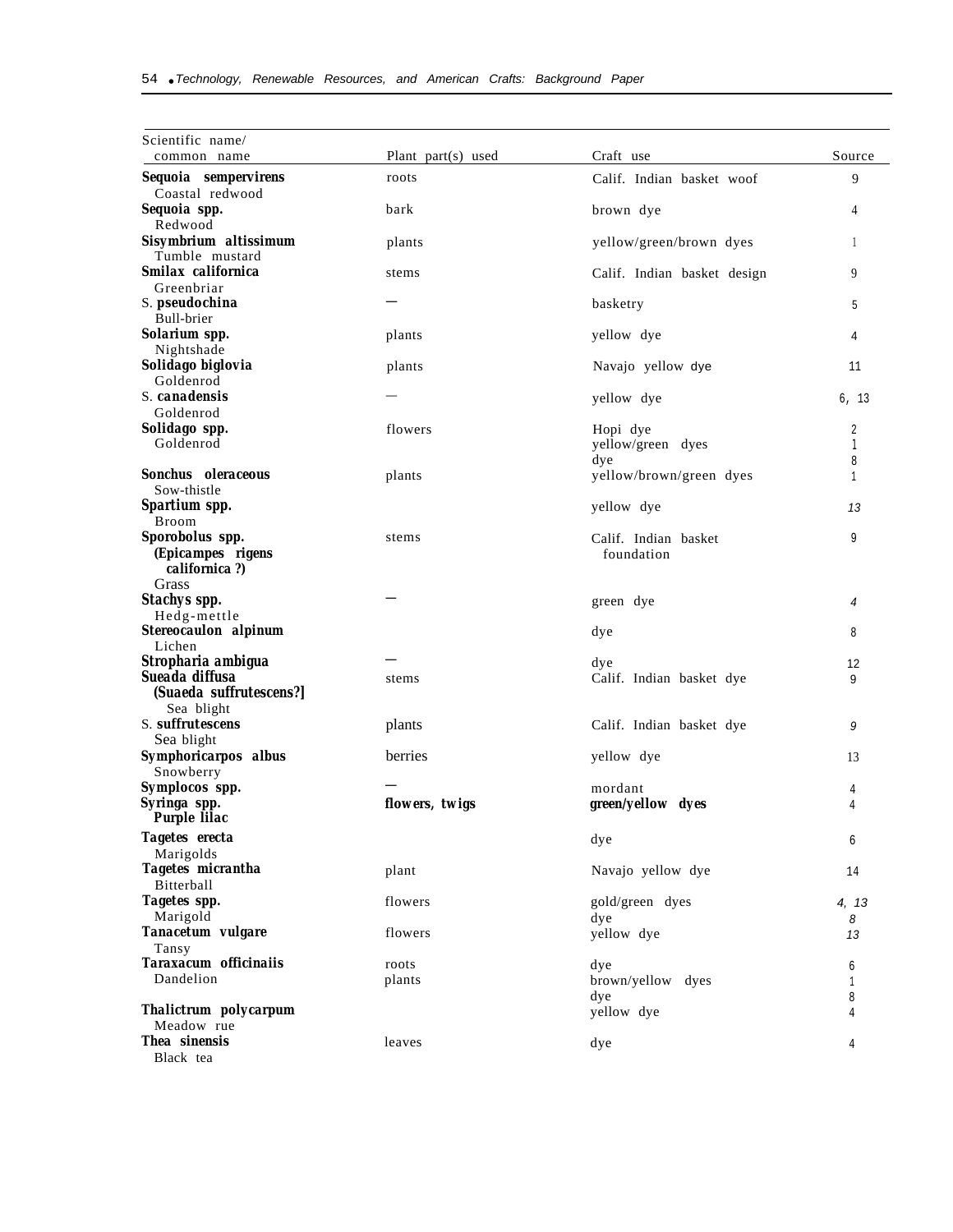| Scientific name/ common name | Plant part(s) used | Craft use | Source |
|---|---|---|---|
| **Sequoia sempervirens** Coastal redwood | roots | Calif. Indian basket woof | 9 |
| **Sequoia spp.** Redwood | bark | brown dye | 4 |
| **Sisymbrium altissimum** Tumble mustard | plants | yellow/green/brown dyes | 1 |
| **Smilax californica** Greenbriar | stems | Calif. Indian basket design | 9 |
| S. **pseudochina** Bull-brier | — | basketry | 5 |
| **Solarium spp.** Nightshade | plants | yellow dye | 4 |
| **Solidago biglovia** Goldenrod | plants | Navajo yellow dye | 11 |
| S. **canadensis** Goldenrod | — | yellow dye | 6, 13 |
| **Solidago spp.** Goldenrod | flowers | Hopi dye | 2 |
| | | yellow/green dyes | 1 |
| | | dye | 8 |
| **Sonchus oleraceous** Sow-thistle | plants | yellow/brown/green dyes | 1 |
| **Spartium spp.** Broom | | yellow dye | 13 |
| **Sporobolus spp. (Epicampes rigens californica ?)** Grass | stems | Calif. Indian basket foundation | 9 |
| **Stachys spp.** Hedg-mettle | — | green dye | 4 |
| **Stereocaulon alpinum** Lichen | | dye | 8 |
| **Stropharia ambigua** | — | dye | 12 |
| **Sueada diffusa (Suaeda suffrutescens?]** Sea blight | stems | Calif. Indian basket dye | 9 |
| S. **suffrutescens** Sea blight | plants | Calif. Indian basket dye | 9 |
| **Symphoricarpos albus** Snowberry | berries | yellow dye | 13 |
| **Symplocos spp.** | — | mordant | 4 |
| **Syringa spp. Purple lilac** | **flowers, twigs** | **green/yellow dyes** | 4 |
| **Tagetes erecta** Marigolds | | dye | 6 |
| **Tagetes micrantha** Bitterball | plant | Navajo yellow dye | 14 |
| **Tagetes spp.** Marigold | flowers | gold/green dyes | 4, 13 |
| | | dye | 8 |
| **Tanacetum vulgare** Tansy | flowers | yellow dye | 13 |
| **Taraxacum officinaiis** Dandelion | roots | dye | 6 |
| | plants | brown/yellow dyes | 1 |
| | | dye | 8 |
| **Thalictrum polycarpum** Meadow rue | | yellow dye | 4 |
| **Thea sinensis** Black tea | leaves | dye | 4 |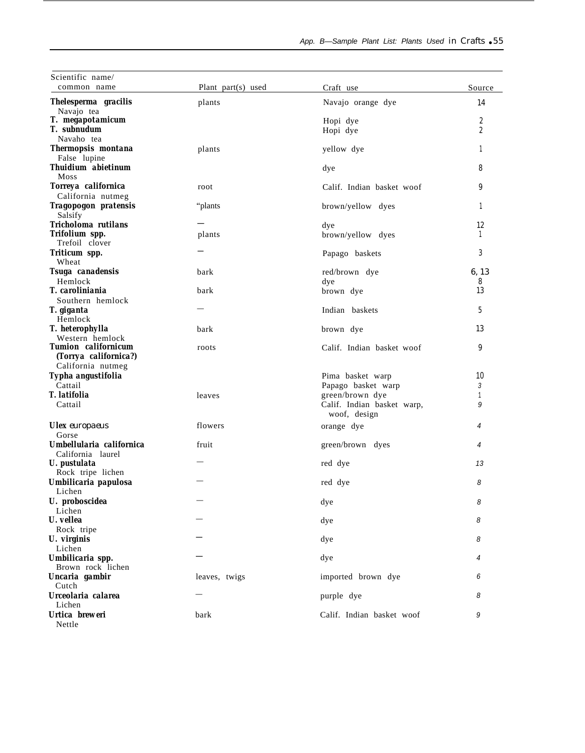| Scientific name/ common name | Plant part(s) used | Craft use | Source |
|---|---|---|---|
| **Thelesperma gracilis** Navajo tea | plants | Navajo orange dye | 14 |
| **T. megapotamicum** | | Hopi dye | 2 |
| **T. subnudum** Navaho tea | | Hopi dye | 2 |
| **Thermopsis montana** False lupine | plants | yellow dye | 1 |
| **Thuidium abietinum** Moss | | dye | 8 |
| **Torreya californica** California nutmeg | root | Calif. Indian basket woof | 9 |
| **Tragopogon pratensis** Salsify | "plants | brown/yellow dyes | 1 |
| **Tricholoma rutilans** | — | dye | 12 |
| **Trifolium spp.** Trefoil clover | plants | brown/yellow dyes | 1 |
| **Triticum spp.** Wheat | — | Papago baskets | 3 |
| **Tsuga canadensis** Hemlock | bark | red/brown dye | 6, 13 |
| | | dye | 8 |
| **T. caroliniana** Southern hemlock | bark | brown dye | 13 |
| **T. giganta** Hemlock | — | Indian baskets | 5 |
| **T. heterophylla** Western hemlock | bark | brown dye | 13 |
| **Tumion californicum (Torrya californica?)** California nutmeg | roots | Calif. Indian basket woof | 9 |
| **Typha angustifolia** Cattail | | Pima basket warp | 10 |
| | | Papago basket warp | 3 |
| **T. latifolia** Cattail | leaves | green/brown dye | 1 |
| | | Calif. Indian basket warp, woof, design | 9 |
| **Ulex europaeus** Gorse | flowers | orange dye | 4 |
| **Umbellularia californica** California laurel | fruit | green/brown dyes | 4 |
| **U. pustulata** Rock tripe lichen | — | red dye | 13 |
| **Umbilicaria papulosa** Lichen | — | red dye | 8 |
| **U. proboscidea** Lichen | — | dye | 8 |
| **U. vellea** Rock tripe | — | dye | 8 |
| **U. virginis** Lichen | — | dye | 8 |
| **Umbilicaria spp.** Brown rock lichen | — | dye | 4 |
| **Uncaria gambir** Cutch | leaves, twigs | imported brown dye | 6 |
| **Urceolaria calarea** Lichen | — | purple dye | 8 |
| **Urtica breweri** Nettle | bark | Calif. Indian basket woof | 9 |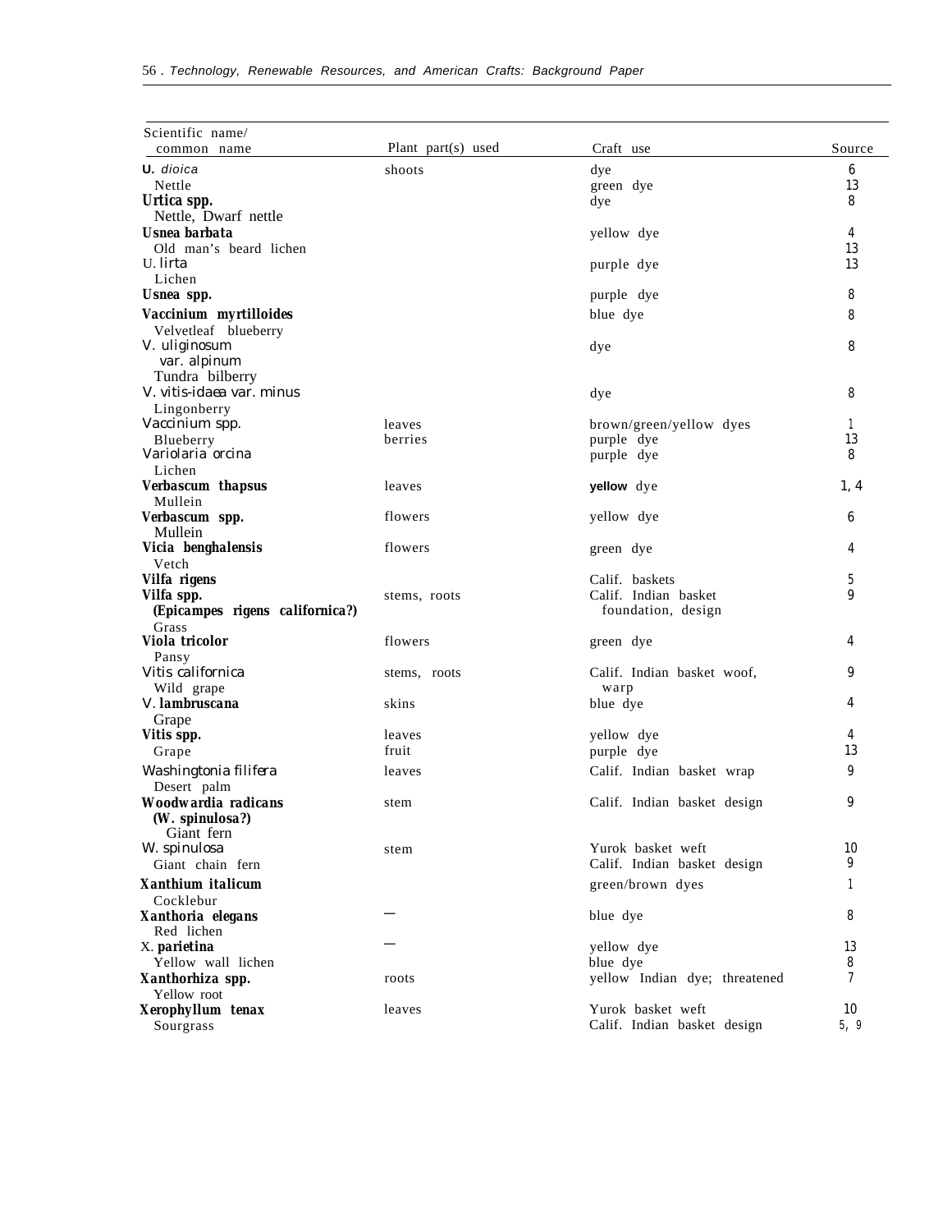| Scientific name/ common name | Plant part(s) used | Craft use | Source |
|---|---|---|---|
| *U. dioica* | shoots | dye | 6 |
| Nettle | | green dye | 13 |
| ***Urtica spp.*** | | dye | 8 |
| Nettle, Dwarf nettle | | | |
| ***Usnea barbata*** | | yellow dye | 4 |
| Old man's beard lichen | | | 13 |
| *U. lirta* | | purple dye | 13 |
| Lichen | | | |
| ***Usnea spp.*** | | purple dye | 8 |
| ***Vaccinium myrtilloides*** | | blue dye | 8 |
| Velvetleaf blueberry | | | |
| *V. uliginosum* var. *alpinum* | | dye | 8 |
| Tundra bilberry | | | |
| *V. vitis-idaea* var. *minus* | | dye | 8 |
| Lingonberry | | | |
| *Vaccinium spp.* | leaves | brown/green/yellow dyes | 1 |
| Blueberry | berries | purple dye | 13 |
| *Variolaria orcina* | | purple dye | 8 |
| Lichen | | | |
| ***Verbascum thapsus*** | leaves | yellow dye | 1, 4 |
| Mullein | | | |
| ***Verbascum spp.*** | flowers | yellow dye | 6 |
| Mullein | | | |
| ***Vicia benghalensis*** | flowers | green dye | 4 |
| Vetch | | | |
| ***Vilfa rigens*** | | Calif. baskets | 5 |
| ***Vilfa spp.*** ***(Epicampes rigens californica?)*** | stems, roots | Calif. Indian basket foundation, design | 9 |
| Grass | | | |
| ***Viola tricolor*** | flowers | green dye | 4 |
| Pansy | | | |
| *Vitis californica* | stems, roots | Calif. Indian basket woof, warp | 9 |
| Wild grape | | | |
| ***V. lambruscana*** | skins | blue dye | 4 |
| Grape | | | |
| ***Vitis spp.*** | leaves | yellow dye | 4 |
| Grape | fruit | purple dye | 13 |
| *Washingtonia filifera* | leaves | Calif. Indian basket wrap | 9 |
| Desert palm | | | |
| ***Woodwardia radicans*** ***(W. spinulosa?)*** | stem | Calif. Indian basket design | 9 |
| Giant fern | | | |
| *W. spinulosa* | stem | Yurok basket weft | 10 |
| Giant chain fern | | Calif. Indian basket design | 9 |
| ***Xanthium italicum*** | | green/brown dyes | 1 |
| Cocklebur | | | |
| ***Xanthoria elegans*** | — | blue dye | 8 |
| Red lichen | | | |
| X. ***parietina*** | — | yellow dye | 13 |
| Yellow wall lichen | | blue dye | 8 |
| ***Xanthorhiza spp.*** | roots | yellow Indian dye; threatened | 7 |
| Yellow root | | | |
| ***Xerophyllum tenax*** | leaves | Yurok basket weft | 10 |
| Sourgrass | | Calif. Indian basket design | 5, 9 |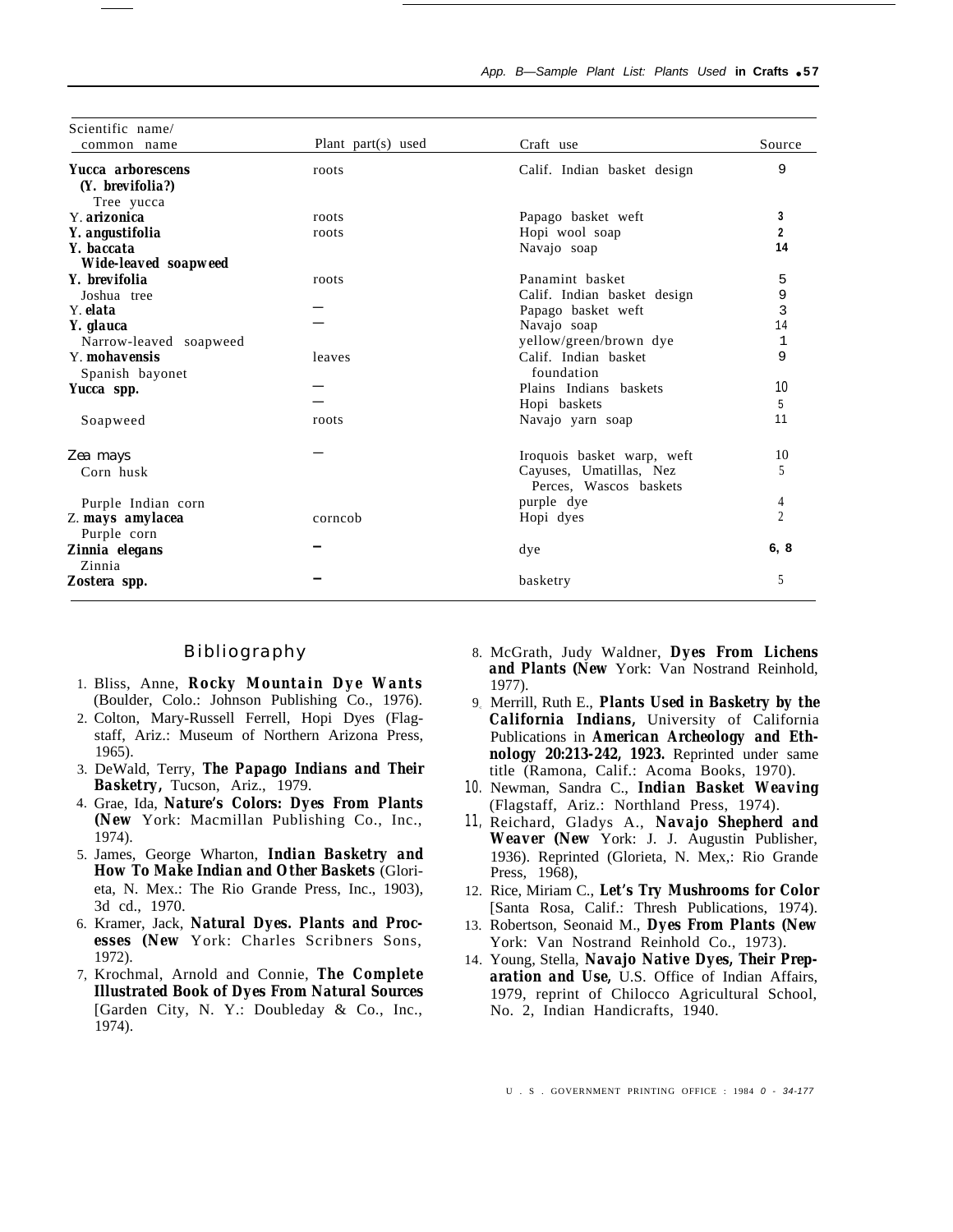| Scientific name/ common name | Plant part(s) used | Craft use | Source |
| --- | --- | --- | --- |
| ***Yucca arborescens* (*Y. brevifolia?*)** | roots | Calif. Indian basket design | 9 |
| Tree yucca | | | |
| ***Y. arizonica*** | roots | Papago basket weft | 3 |
| ***Y. angustifolia*** | roots | Hopi wool soap | 2 |
| ***Y. baccata*** | | Navajo soap | 14 |
| **Wide-leaved soapweed** | | | |
| ***Y. brevifolia*** | roots | Panamint basket | 5 |
| Joshua tree | | Calif. Indian basket design | 9 |
| ***Y. elata*** | — | Papago basket weft | 3 |
| ***Y. glauca*** | — | Navajo soap | 14 |
| Narrow-leaved soapweed | | yellow/green/brown dye | 1 |
| ***Y. mohavensis*** | leaves | Calif. Indian basket foundation | 9 |
| Spanish bayonet | | | |
| ***Yucca spp.*** | — | Plains Indians baskets | 10 |
| | — | Hopi baskets | 5 |
| Soapweed | roots | Navajo yarn soap | 11 |
| *Zea mays* | — | Iroquois basket warp, weft | 10 |
| Corn husk | | Cayuses, Umatillas, Nez Perces, Wascos baskets | 5 |
| Purple Indian corn | | purple dye | 4 |
| ***Z. mays amylacea*** | corncob | Hopi dyes | 2 |
| Purple corn | | | |
| ***Zinnia elegans*** | — | dye | 6, 8 |
| Zinnia | | | |
| ***Zostera spp.*** | — | basketry | 5 |

## Bibliography

1. Bliss, Anne, **Rocky Mountain Dye Wants** (Boulder, Colo.: Johnson Publishing Co., 1976).
2. Colton, Mary-Russell Ferrell, Hopi Dyes (Flagstaff, Ariz.: Museum of Northern Arizona Press, 1965).
3. DeWald, Terry, **The Papago Indians and Their Basketry,** Tucson, Ariz., 1979.
4. Grae, Ida, **Nature's Colors: Dyes From Plants (New** York: Macmillan Publishing Co., Inc., 1974).
5. James, George Wharton, **Indian Basketry and How To Make Indian and Other Baskets** (Glorieta, N. Mex.: The Rio Grande Press, Inc., 1903), 3d cd., 1970.
6. Kramer, Jack, **Natural Dyes. Plants and Processes (New** York: Charles Scribners Sons, 1972).
7. Krochmal, Arnold and Connie, **The Complete Illustrated Book of Dyes From Natural Sources** [Garden City, N. Y.: Doubleday & Co., Inc., 1974).
8. McGrath, Judy Waldner, **Dyes From Lichens and Plants (New** York: Van Nostrand Reinhold, 1977).
9. Merrill, Ruth E., **Plants Used in Basketry by the California Indians,** University of California Publications in **American Archeology and Ethnology 20:213-242, 1923.** Reprinted under same title (Ramona, Calif.: Acoma Books, 1970).
10. Newman, Sandra C., **Indian Basket Weaving** (Flagstaff, Ariz.: Northland Press, 1974).
11. Reichard, Gladys A., **Navajo Shepherd and Weaver (New** York: J. J. Augustin Publisher, 1936). Reprinted (Glorieta, N. Mex,: Rio Grande Press, 1968),
12. Rice, Miriam C., **Let's Try Mushrooms for Color** [Santa Rosa, Calif.: Thresh Publications, 1974).
13. Robertson, Seonaid M., **Dyes From Plants (New** York: Van Nostrand Reinhold Co., 1973).
14. Young, Stella, **Navajo Native Dyes, Their Preparation and Use,** U.S. Office of Indian Affairs, 1979, reprint of Chilocco Agricultural School, No. 2, Indian Handicrafts, 1940.

U . S . GOVERNMENT PRINTING OFFICE : 1984 *0 - 34-177*